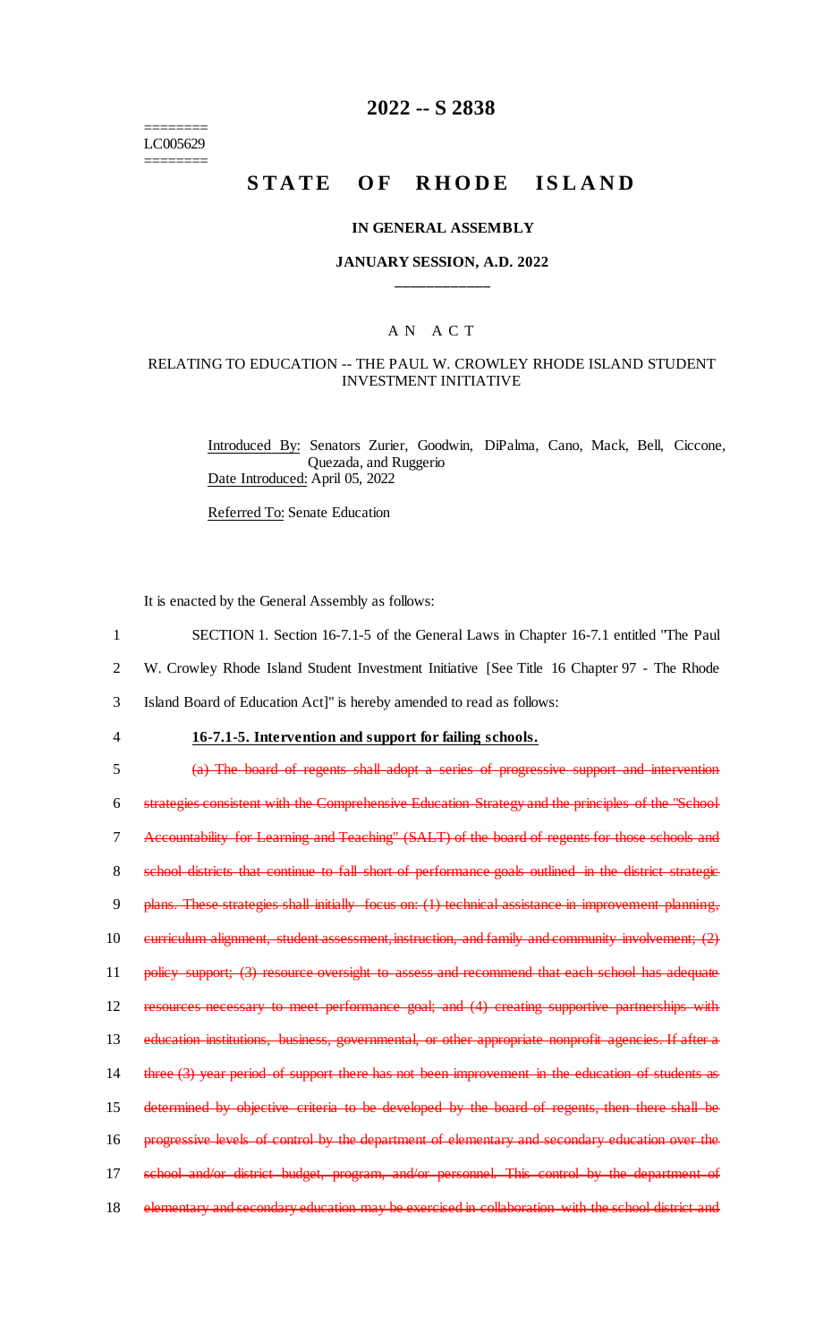========
LC005629
========

# 2022 -- S 2838

# STATE OF RHODE ISLAND

### IN GENERAL ASSEMBLY

### JANUARY SESSION, A.D. 2022

____________

### A N A C T

### RELATING TO EDUCATION -- THE PAUL W. CROWLEY RHODE ISLAND STUDENT INVESTMENT INITIATIVE

Introduced By: Senators Zurier, Goodwin, DiPalma, Cano, Mack, Bell, Ciccone, Quezada, and Ruggerio

Date Introduced: April 05, 2022

Referred To: Senate Education

It is enacted by the General Assembly as follows:

1 SECTION 1. Section 16-7.1-5 of the General Laws in Chapter 16-7.1 entitled "The Paul
2 W. Crowley Rhode Island Student Investment Initiative [See Title 16 Chapter 97 - The Rhode
3 Island Board of Education Act]" is hereby amended to read as follows:

4 **16-7.1-5. Intervention and support for failing schools.**

5 ~~(a) The board of regents shall adopt a series of progressive support and intervention~~
6 ~~strategies consistent with the Comprehensive Education Strategy and the principles of the "School~~
7 ~~Accountability for Learning and Teaching" (SALT) of the board of regents for those schools and~~
8 ~~school districts that continue to fall short of performance goals outlined in the district strategic~~
9 ~~plans. These strategies shall initially focus on: (1) technical assistance in improvement planning,~~
10 ~~curriculum alignment, student assessment, instruction, and family and community involvement; (2)~~
11 ~~policy support; (3) resource oversight to assess and recommend that each school has adequate~~
12 ~~resources necessary to meet performance goal; and (4) creating supportive partnerships with~~
13 ~~education institutions, business, governmental, or other appropriate nonprofit agencies. If after a~~
14 ~~three (3) year period of support there has not been improvement in the education of students as~~
15 ~~determined by objective criteria to be developed by the board of regents, then there shall be~~
16 ~~progressive levels of control by the department of elementary and secondary education over the~~
17 ~~school and/or district budget, program, and/or personnel. This control by the department of~~
18 ~~elementary and secondary education may be exercised in collaboration with the school district and~~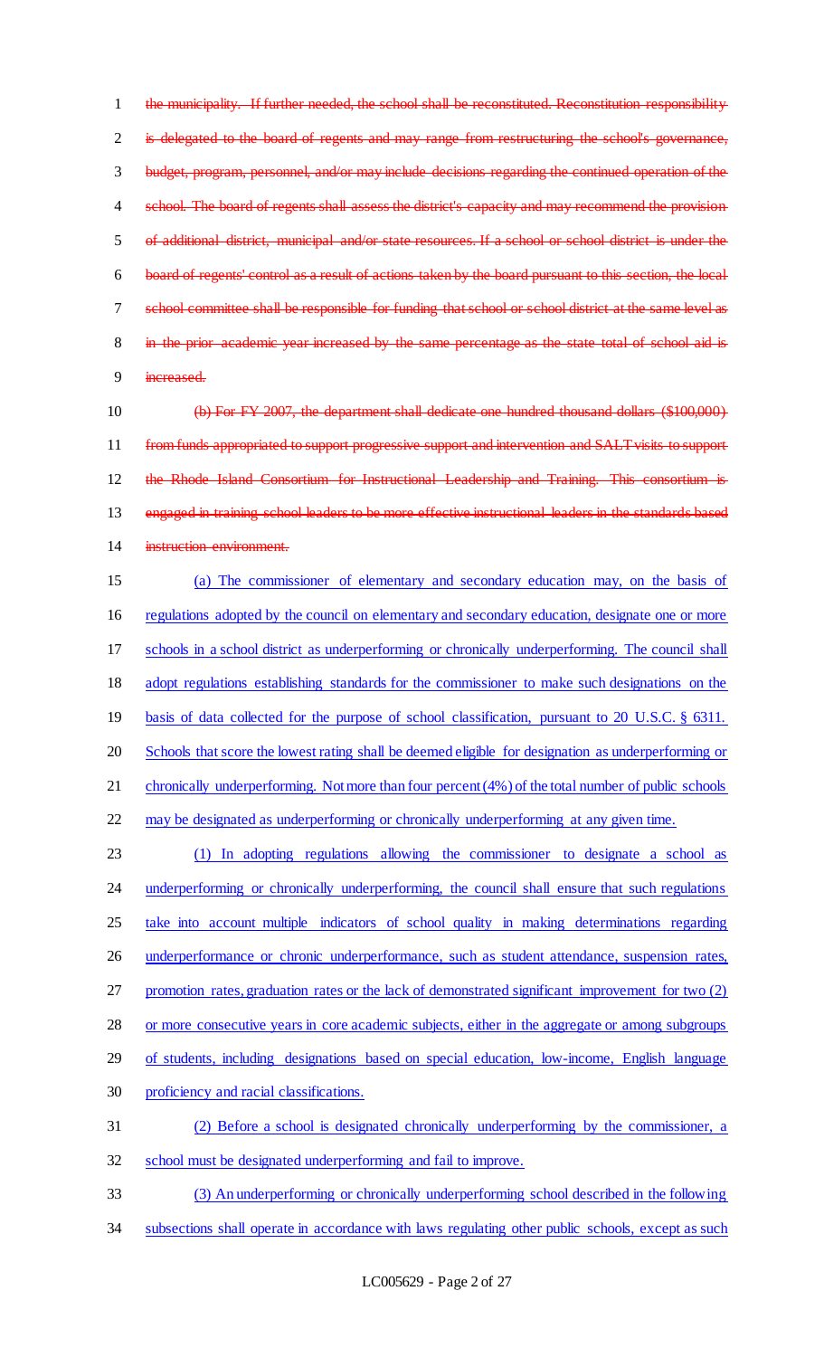~~the municipality. If further needed, the school shall be reconstituted. Reconstitution responsibility is delegated to the board of regents and may range from restructuring the school's governance, budget, program, personnel, and/or may include decisions regarding the continued operation of the school. The board of regents shall assess the district's capacity and may recommend the provision of additional district, municipal and/or state resources. If a school or school district is under the board of regents' control as a result of actions taken by the board pursuant to this section, the local school committee shall be responsible for funding that school or school district at the same level as in the prior academic year increased by the same percentage as the state total of school aid is increased.~~

~~(b) For FY 2007, the department shall dedicate one hundred thousand dollars ($100,000) from funds appropriated to support progressive support and intervention and SALT visits to support the Rhode Island Consortium for Instructional Leadership and Training. This consortium is engaged in training school leaders to be more effective instructional leaders in the standards based instruction environment.~~

<u>(a) The commissioner of elementary and secondary education may, on the basis of regulations adopted by the council on elementary and secondary education, designate one or more schools in a school district as underperforming or chronically underperforming. The council shall adopt regulations establishing standards for the commissioner to make such designations on the basis of data collected for the purpose of school classification, pursuant to 20 U.S.C. § 6311. Schools that score the lowest rating shall be deemed eligible for designation as underperforming or chronically underperforming. Not more than four percent (4%) of the total number of public schools may be designated as underperforming or chronically underperforming at any given time.</u>

<u>(1) In adopting regulations allowing the commissioner to designate a school as underperforming or chronically underperforming, the council shall ensure that such regulations take into account multiple indicators of school quality in making determinations regarding underperformance or chronic underperformance, such as student attendance, suspension rates, promotion rates, graduation rates or the lack of demonstrated significant improvement for two (2) or more consecutive years in core academic subjects, either in the aggregate or among subgroups of students, including designations based on special education, low-income, English language proficiency and racial classifications.</u>

<u>(2) Before a school is designated chronically underperforming by the commissioner, a school must be designated underperforming and fail to improve.</u>

<u>(3) An underperforming or chronically underperforming school described in the following subsections shall operate in accordance with laws regulating other public schools, except as such</u>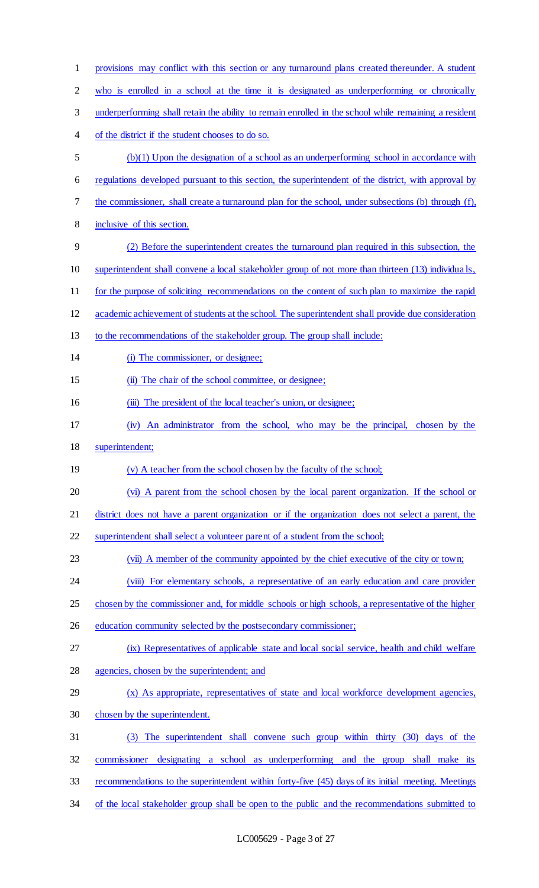provisions may conflict with this section or any turnaround plans created thereunder. A student who is enrolled in a school at the time it is designated as underperforming or chronically underperforming shall retain the ability to remain enrolled in the school while remaining a resident of the district if the student chooses to do so.

(b)(1) Upon the designation of a school as an underperforming school in accordance with regulations developed pursuant to this section, the superintendent of the district, with approval by the commissioner, shall create a turnaround plan for the school, under subsections (b) through (f), inclusive of this section.

(2) Before the superintendent creates the turnaround plan required in this subsection, the superintendent shall convene a local stakeholder group of not more than thirteen (13) individuals, for the purpose of soliciting recommendations on the content of such plan to maximize the rapid academic achievement of students at the school. The superintendent shall provide due consideration to the recommendations of the stakeholder group. The group shall include:

(i) The commissioner, or designee;

(ii) The chair of the school committee, or designee;

(iii) The president of the local teacher's union, or designee;

(iv) An administrator from the school, who may be the principal, chosen by the superintendent;

(v) A teacher from the school chosen by the faculty of the school;

(vi) A parent from the school chosen by the local parent organization. If the school or district does not have a parent organization or if the organization does not select a parent, the superintendent shall select a volunteer parent of a student from the school;

(vii) A member of the community appointed by the chief executive of the city or town;

(viii) For elementary schools, a representative of an early education and care provider chosen by the commissioner and, for middle schools or high schools, a representative of the higher education community selected by the postsecondary commissioner;

(ix) Representatives of applicable state and local social service, health and child welfare agencies, chosen by the superintendent; and

(x) As appropriate, representatives of state and local workforce development agencies, chosen by the superintendent.

(3) The superintendent shall convene such group within thirty (30) days of the commissioner designating a school as underperforming and the group shall make its recommendations to the superintendent within forty-five (45) days of its initial meeting. Meetings of the local stakeholder group shall be open to the public and the recommendations submitted to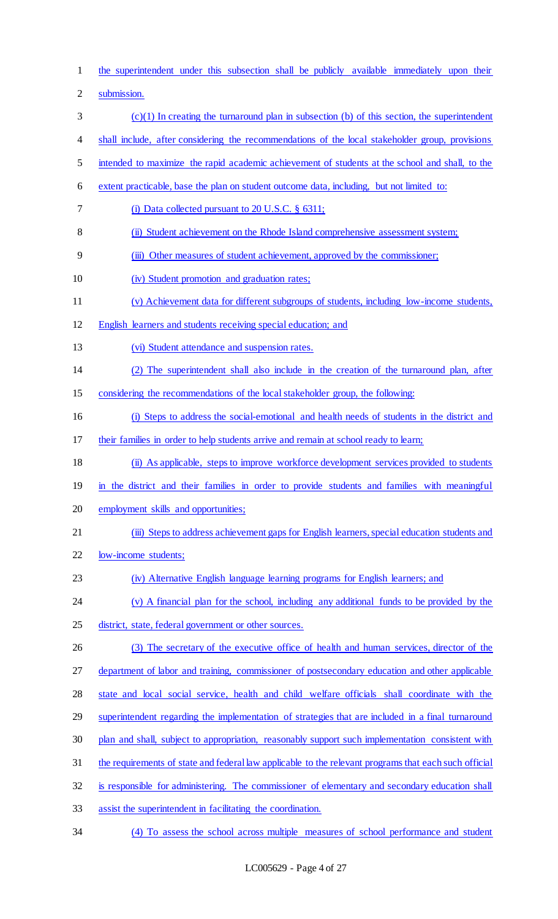the superintendent under this subsection shall be publicly available immediately upon their submission.

(c)(1) In creating the turnaround plan in subsection (b) of this section, the superintendent shall include, after considering the recommendations of the local stakeholder group, provisions intended to maximize the rapid academic achievement of students at the school and shall, to the extent practicable, base the plan on student outcome data, including, but not limited to:

(i) Data collected pursuant to 20 U.S.C. § 6311;

(ii) Student achievement on the Rhode Island comprehensive assessment system;

(iii) Other measures of student achievement, approved by the commissioner;

(iv) Student promotion and graduation rates;

(v) Achievement data for different subgroups of students, including low-income students, English learners and students receiving special education; and

(vi) Student attendance and suspension rates.

(2) The superintendent shall also include in the creation of the turnaround plan, after considering the recommendations of the local stakeholder group, the following:

(i) Steps to address the social-emotional and health needs of students in the district and their families in order to help students arrive and remain at school ready to learn;

(ii) As applicable, steps to improve workforce development services provided to students in the district and their families in order to provide students and families with meaningful employment skills and opportunities;

(iii) Steps to address achievement gaps for English learners, special education students and low-income students;

(iv) Alternative English language learning programs for English learners; and

(v) A financial plan for the school, including any additional funds to be provided by the district, state, federal government or other sources.

(3) The secretary of the executive office of health and human services, director of the department of labor and training, commissioner of postsecondary education and other applicable state and local social service, health and child welfare officials shall coordinate with the superintendent regarding the implementation of strategies that are included in a final turnaround plan and shall, subject to appropriation, reasonably support such implementation consistent with the requirements of state and federal law applicable to the relevant programs that each such official is responsible for administering. The commissioner of elementary and secondary education shall assist the superintendent in facilitating the coordination.

(4) To assess the school across multiple measures of school performance and student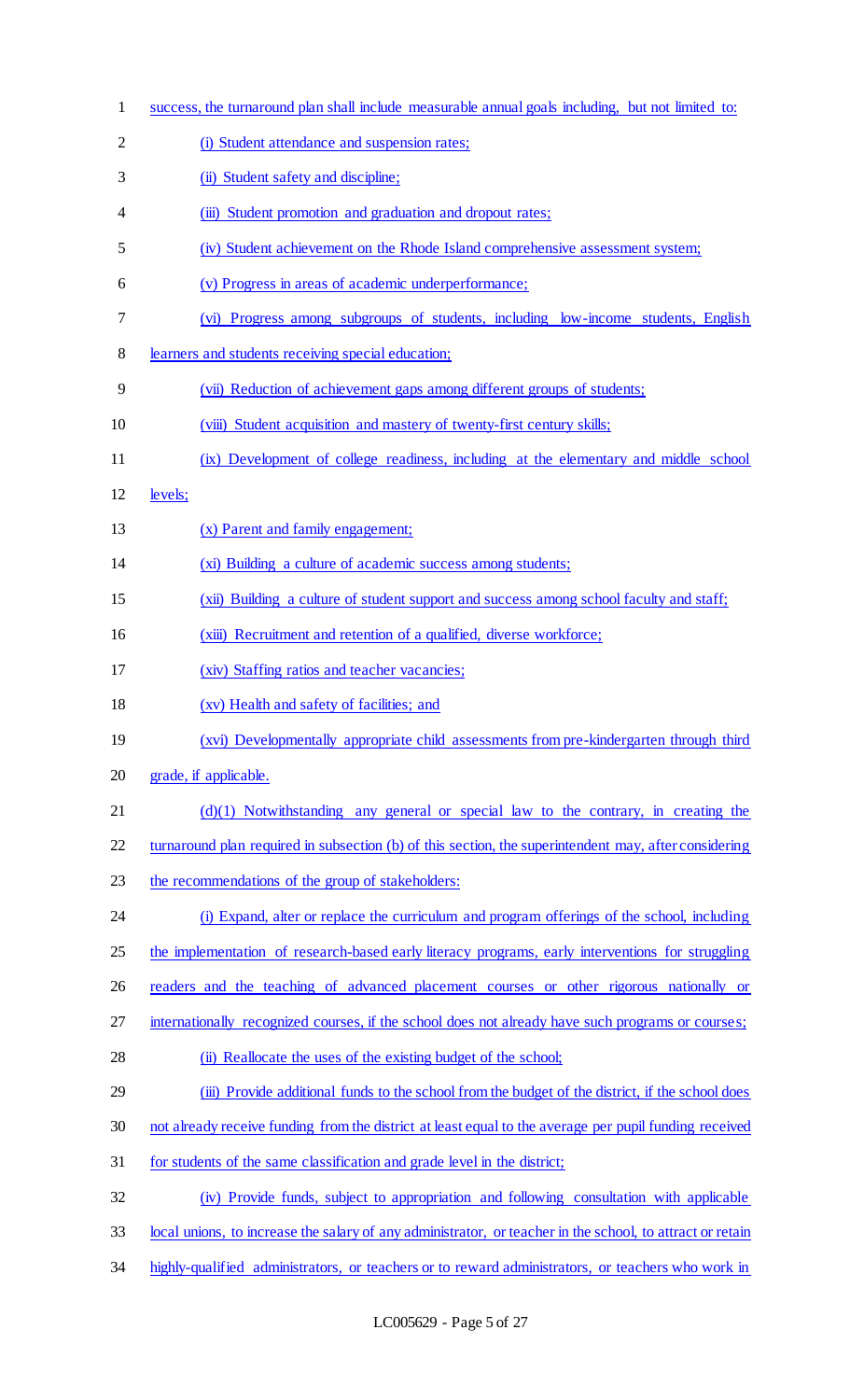success, the turnaround plan shall include measurable annual goals including, but not limited to:

(i) Student attendance and suspension rates;

(ii) Student safety and discipline;

(iii) Student promotion and graduation and dropout rates;

(iv) Student achievement on the Rhode Island comprehensive assessment system;

(v) Progress in areas of academic underperformance;

(vi) Progress among subgroups of students, including low-income students, English learners and students receiving special education;

(vii) Reduction of achievement gaps among different groups of students;

(viii) Student acquisition and mastery of twenty-first century skills;

(ix) Development of college readiness, including at the elementary and middle school levels;

(x) Parent and family engagement;

(xi) Building a culture of academic success among students;

(xii) Building a culture of student support and success among school faculty and staff;

(xiii) Recruitment and retention of a qualified, diverse workforce;

(xiv) Staffing ratios and teacher vacancies;

(xv) Health and safety of facilities; and

(xvi) Developmentally appropriate child assessments from pre-kindergarten through third grade, if applicable.

(d)(1) Notwithstanding any general or special law to the contrary, in creating the turnaround plan required in subsection (b) of this section, the superintendent may, after considering the recommendations of the group of stakeholders:

(i) Expand, alter or replace the curriculum and program offerings of the school, including the implementation of research-based early literacy programs, early interventions for struggling readers and the teaching of advanced placement courses or other rigorous nationally or internationally recognized courses, if the school does not already have such programs or courses;

(ii) Reallocate the uses of the existing budget of the school;

(iii) Provide additional funds to the school from the budget of the district, if the school does not already receive funding from the district at least equal to the average per pupil funding received for students of the same classification and grade level in the district;

(iv) Provide funds, subject to appropriation and following consultation with applicable local unions, to increase the salary of any administrator, or teacher in the school, to attract or retain highly-qualified administrators, or teachers or to reward administrators, or teachers who work in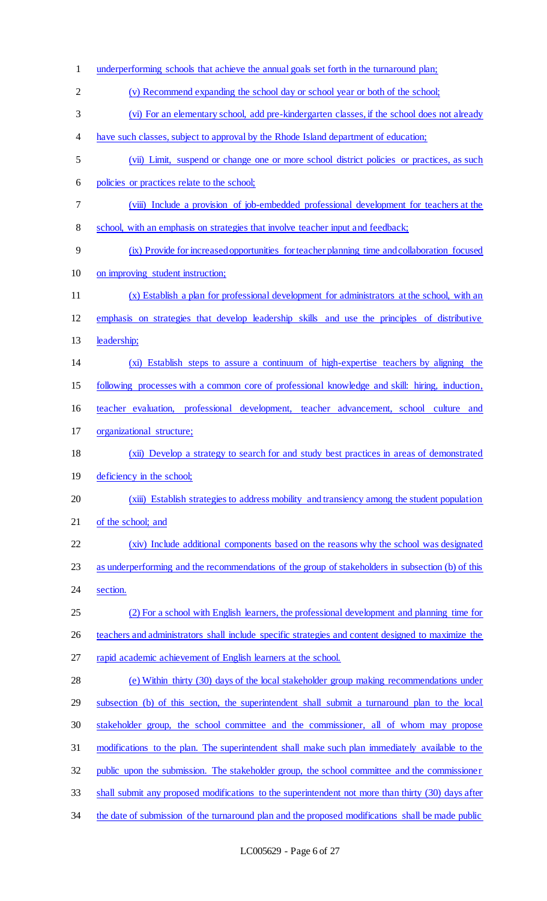underperforming schools that achieve the annual goals set forth in the turnaround plan;

(v) Recommend expanding the school day or school year or both of the school;

(vi) For an elementary school, add pre-kindergarten classes, if the school does not already have such classes, subject to approval by the Rhode Island department of education;

(vii) Limit, suspend or change one or more school district policies or practices, as such policies or practices relate to the school;

(viii) Include a provision of job-embedded professional development for teachers at the school, with an emphasis on strategies that involve teacher input and feedback;

(ix) Provide for increased opportunities for teacher planning time and collaboration focused on improving student instruction;

(x) Establish a plan for professional development for administrators at the school, with an emphasis on strategies that develop leadership skills and use the principles of distributive leadership;

(xi) Establish steps to assure a continuum of high-expertise teachers by aligning the following processes with a common core of professional knowledge and skill: hiring, induction, teacher evaluation, professional development, teacher advancement, school culture and organizational structure;

(xii) Develop a strategy to search for and study best practices in areas of demonstrated deficiency in the school;

(xiii) Establish strategies to address mobility and transiency among the student population of the school; and

(xiv) Include additional components based on the reasons why the school was designated as underperforming and the recommendations of the group of stakeholders in subsection (b) of this section.

(2) For a school with English learners, the professional development and planning time for teachers and administrators shall include specific strategies and content designed to maximize the rapid academic achievement of English learners at the school.

(e) Within thirty (30) days of the local stakeholder group making recommendations under subsection (b) of this section, the superintendent shall submit a turnaround plan to the local stakeholder group, the school committee and the commissioner, all of whom may propose modifications to the plan. The superintendent shall make such plan immediately available to the public upon the submission. The stakeholder group, the school committee and the commissioner shall submit any proposed modifications to the superintendent not more than thirty (30) days after the date of submission of the turnaround plan and the proposed modifications shall be made public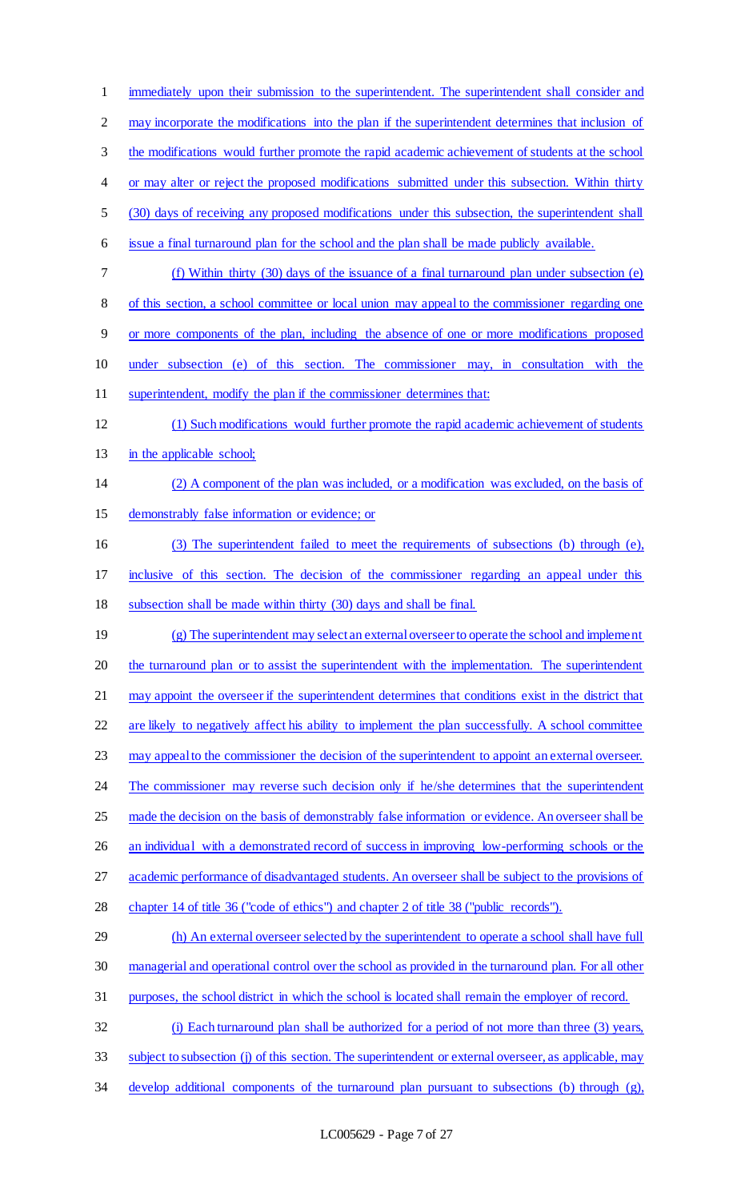immediately upon their submission to the superintendent. The superintendent shall consider and may incorporate the modifications into the plan if the superintendent determines that inclusion of the modifications would further promote the rapid academic achievement of students at the school or may alter or reject the proposed modifications submitted under this subsection. Within thirty (30) days of receiving any proposed modifications under this subsection, the superintendent shall issue a final turnaround plan for the school and the plan shall be made publicly available.

(f) Within thirty (30) days of the issuance of a final turnaround plan under subsection (e) of this section, a school committee or local union may appeal to the commissioner regarding one or more components of the plan, including the absence of one or more modifications proposed under subsection (e) of this section. The commissioner may, in consultation with the superintendent, modify the plan if the commissioner determines that:

(1) Such modifications would further promote the rapid academic achievement of students in the applicable school;

(2) A component of the plan was included, or a modification was excluded, on the basis of demonstrably false information or evidence; or

(3) The superintendent failed to meet the requirements of subsections (b) through (e), inclusive of this section. The decision of the commissioner regarding an appeal under this subsection shall be made within thirty (30) days and shall be final.

(g) The superintendent may select an external overseer to operate the school and implement the turnaround plan or to assist the superintendent with the implementation. The superintendent may appoint the overseer if the superintendent determines that conditions exist in the district that are likely to negatively affect his ability to implement the plan successfully. A school committee may appeal to the commissioner the decision of the superintendent to appoint an external overseer. The commissioner may reverse such decision only if he/she determines that the superintendent made the decision on the basis of demonstrably false information or evidence. An overseer shall be an individual with a demonstrated record of success in improving low-performing schools or the academic performance of disadvantaged students. An overseer shall be subject to the provisions of chapter 14 of title 36 ("code of ethics") and chapter 2 of title 38 ("public records").

(h) An external overseer selected by the superintendent to operate a school shall have full managerial and operational control over the school as provided in the turnaround plan. For all other purposes, the school district in which the school is located shall remain the employer of record.

(i) Each turnaround plan shall be authorized for a period of not more than three (3) years, subject to subsection (j) of this section. The superintendent or external overseer, as applicable, may develop additional components of the turnaround plan pursuant to subsections (b) through (g),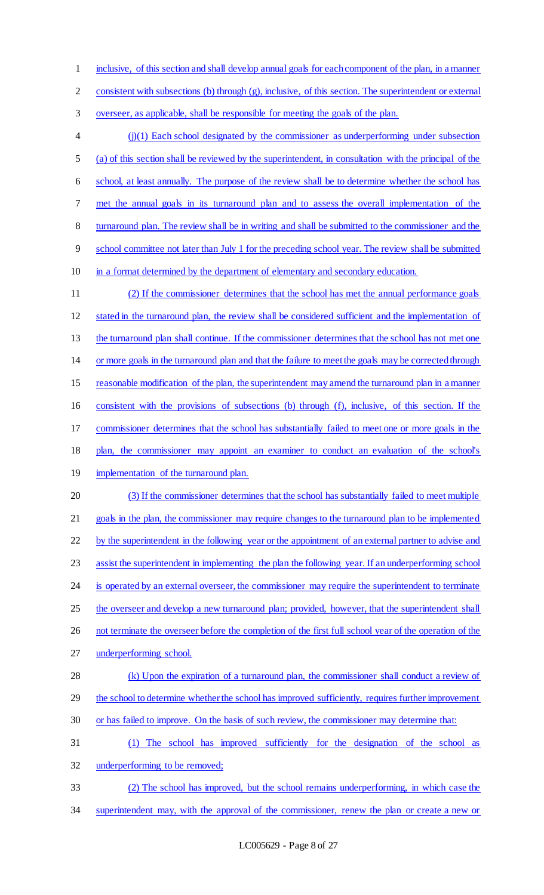inclusive, of this section and shall develop annual goals for each component of the plan, in a manner consistent with subsections (b) through (g), inclusive, of this section. The superintendent or external overseer, as applicable, shall be responsible for meeting the goals of the plan.

(j)(1) Each school designated by the commissioner as underperforming under subsection (a) of this section shall be reviewed by the superintendent, in consultation with the principal of the school, at least annually. The purpose of the review shall be to determine whether the school has met the annual goals in its turnaround plan and to assess the overall implementation of the turnaround plan. The review shall be in writing and shall be submitted to the commissioner and the school committee not later than July 1 for the preceding school year. The review shall be submitted in a format determined by the department of elementary and secondary education.

(2) If the commissioner determines that the school has met the annual performance goals stated in the turnaround plan, the review shall be considered sufficient and the implementation of the turnaround plan shall continue. If the commissioner determines that the school has not met one or more goals in the turnaround plan and that the failure to meet the goals may be corrected through reasonable modification of the plan, the superintendent may amend the turnaround plan in a manner consistent with the provisions of subsections (b) through (f), inclusive, of this section. If the commissioner determines that the school has substantially failed to meet one or more goals in the plan, the commissioner may appoint an examiner to conduct an evaluation of the school's implementation of the turnaround plan.

(3) If the commissioner determines that the school has substantially failed to meet multiple goals in the plan, the commissioner may require changes to the turnaround plan to be implemented by the superintendent in the following year or the appointment of an external partner to advise and assist the superintendent in implementing the plan the following year. If an underperforming school is operated by an external overseer, the commissioner may require the superintendent to terminate the overseer and develop a new turnaround plan; provided, however, that the superintendent shall not terminate the overseer before the completion of the first full school year of the operation of the underperforming school.

(k) Upon the expiration of a turnaround plan, the commissioner shall conduct a review of the school to determine whether the school has improved sufficiently, requires further improvement or has failed to improve. On the basis of such review, the commissioner may determine that:

(1) The school has improved sufficiently for the designation of the school as underperforming to be removed;

(2) The school has improved, but the school remains underperforming, in which case the superintendent may, with the approval of the commissioner, renew the plan or create a new or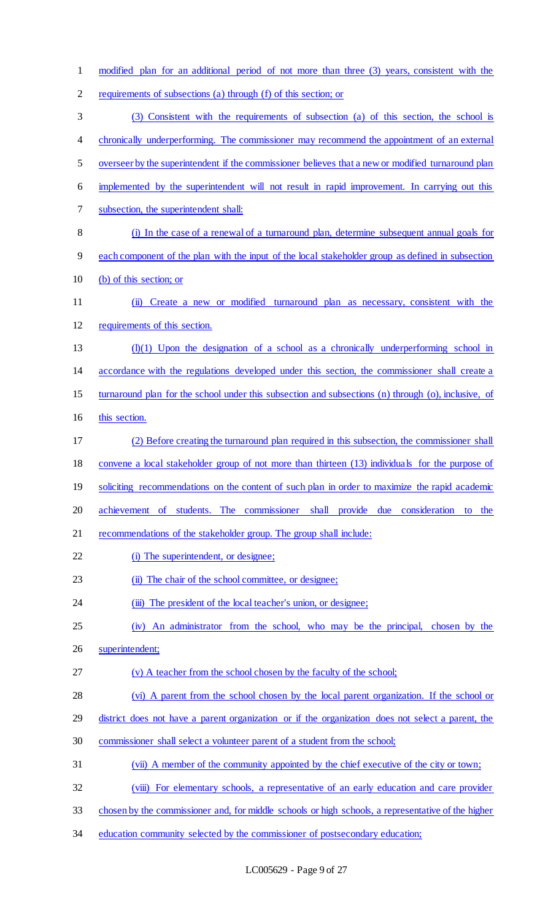modified plan for an additional period of not more than three (3) years, consistent with the requirements of subsections (a) through (f) of this section; or

(3) Consistent with the requirements of subsection (a) of this section, the school is chronically underperforming. The commissioner may recommend the appointment of an external overseer by the superintendent if the commissioner believes that a new or modified turnaround plan implemented by the superintendent will not result in rapid improvement. In carrying out this subsection, the superintendent shall:

(i) In the case of a renewal of a turnaround plan, determine subsequent annual goals for each component of the plan with the input of the local stakeholder group as defined in subsection (b) of this section; or

(ii) Create a new or modified turnaround plan as necessary, consistent with the requirements of this section.

(l)(1) Upon the designation of a school as a chronically underperforming school in accordance with the regulations developed under this section, the commissioner shall create a turnaround plan for the school under this subsection and subsections (n) through (o), inclusive, of this section.

(2) Before creating the turnaround plan required in this subsection, the commissioner shall convene a local stakeholder group of not more than thirteen (13) individuals for the purpose of soliciting recommendations on the content of such plan in order to maximize the rapid academic achievement of students. The commissioner shall provide due consideration to the recommendations of the stakeholder group. The group shall include:

(i) The superintendent, or designee;

(ii) The chair of the school committee, or designee;

(iii) The president of the local teacher's union, or designee;

(iv) An administrator from the school, who may be the principal, chosen by the superintendent;

(v) A teacher from the school chosen by the faculty of the school;

(vi) A parent from the school chosen by the local parent organization. If the school or district does not have a parent organization or if the organization does not select a parent, the commissioner shall select a volunteer parent of a student from the school;

(vii) A member of the community appointed by the chief executive of the city or town;

(viii) For elementary schools, a representative of an early education and care provider chosen by the commissioner and, for middle schools or high schools, a representative of the higher education community selected by the commissioner of postsecondary education;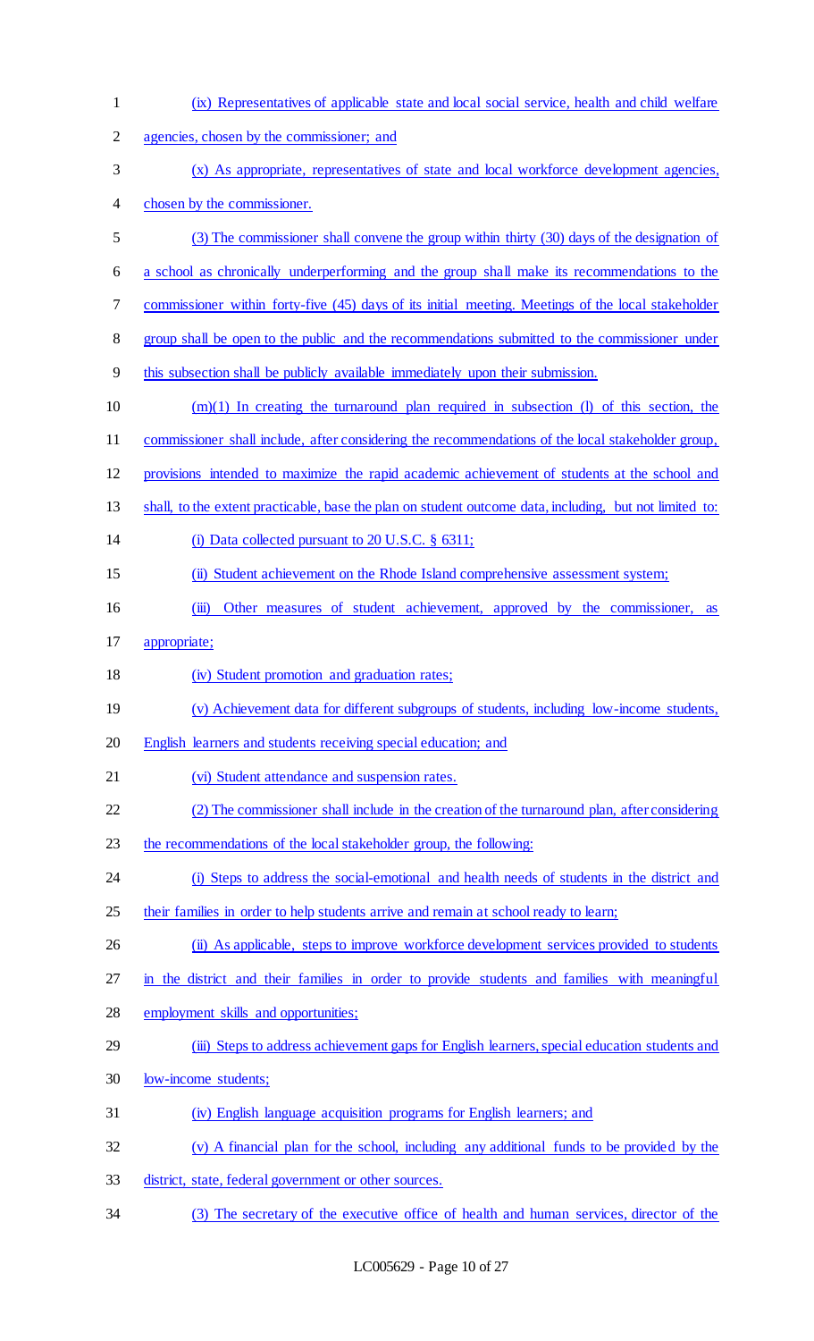(ix) Representatives of applicable state and local social service, health and child welfare agencies, chosen by the commissioner; and

(x) As appropriate, representatives of state and local workforce development agencies, chosen by the commissioner.

(3) The commissioner shall convene the group within thirty (30) days of the designation of a school as chronically underperforming and the group shall make its recommendations to the commissioner within forty-five (45) days of its initial meeting. Meetings of the local stakeholder group shall be open to the public and the recommendations submitted to the commissioner under this subsection shall be publicly available immediately upon their submission.

(m)(1) In creating the turnaround plan required in subsection (l) of this section, the commissioner shall include, after considering the recommendations of the local stakeholder group, provisions intended to maximize the rapid academic achievement of students at the school and shall, to the extent practicable, base the plan on student outcome data, including, but not limited to:

(i) Data collected pursuant to 20 U.S.C. § 6311;

(ii) Student achievement on the Rhode Island comprehensive assessment system;

(iii) Other measures of student achievement, approved by the commissioner, as appropriate;

(iv) Student promotion and graduation rates;

(v) Achievement data for different subgroups of students, including low-income students, English learners and students receiving special education; and

(vi) Student attendance and suspension rates.

(2) The commissioner shall include in the creation of the turnaround plan, after considering the recommendations of the local stakeholder group, the following:

(i) Steps to address the social-emotional and health needs of students in the district and their families in order to help students arrive and remain at school ready to learn;

(ii) As applicable, steps to improve workforce development services provided to students in the district and their families in order to provide students and families with meaningful employment skills and opportunities;

(iii) Steps to address achievement gaps for English learners, special education students and low-income students;

(iv) English language acquisition programs for English learners; and

(v) A financial plan for the school, including any additional funds to be provided by the district, state, federal government or other sources.

(3) The secretary of the executive office of health and human services, director of the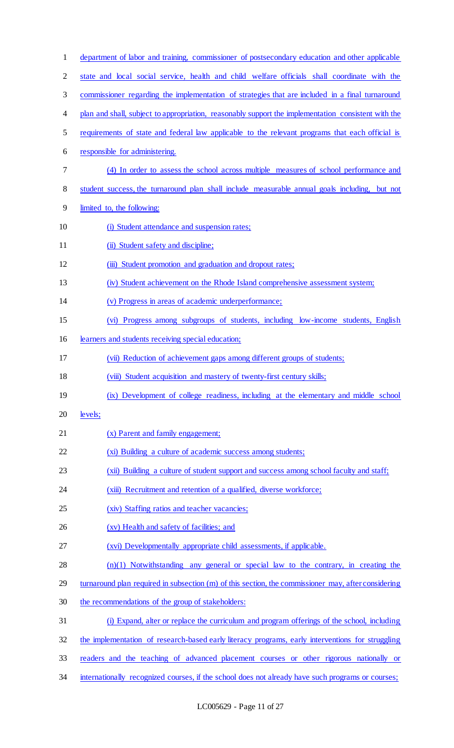department of labor and training, commissioner of postsecondary education and other applicable state and local social service, health and child welfare officials shall coordinate with the commissioner regarding the implementation of strategies that are included in a final turnaround plan and shall, subject to appropriation, reasonably support the implementation consistent with the requirements of state and federal law applicable to the relevant programs that each official is responsible for administering.

(4) In order to assess the school across multiple measures of school performance and student success, the turnaround plan shall include measurable annual goals including, but not limited to, the following:

(i) Student attendance and suspension rates;

(ii) Student safety and discipline;

(iii) Student promotion and graduation and dropout rates;

(iv) Student achievement on the Rhode Island comprehensive assessment system;

(v) Progress in areas of academic underperformance;

(vi) Progress among subgroups of students, including low-income students, English learners and students receiving special education;

(vii) Reduction of achievement gaps among different groups of students;

(viii) Student acquisition and mastery of twenty-first century skills;

(ix) Development of college readiness, including at the elementary and middle school levels;

(x) Parent and family engagement;

(xi) Building a culture of academic success among students;

(xii) Building a culture of student support and success among school faculty and staff;

(xiii) Recruitment and retention of a qualified, diverse workforce;

(xiv) Staffing ratios and teacher vacancies;

(xv) Health and safety of facilities; and

(xvi) Developmentally appropriate child assessments, if applicable.

(n)(1) Notwithstanding any general or special law to the contrary, in creating the turnaround plan required in subsection (m) of this section, the commissioner may, after considering the recommendations of the group of stakeholders:

(i) Expand, alter or replace the curriculum and program offerings of the school, including the implementation of research-based early literacy programs, early interventions for struggling readers and the teaching of advanced placement courses or other rigorous nationally or internationally recognized courses, if the school does not already have such programs or courses;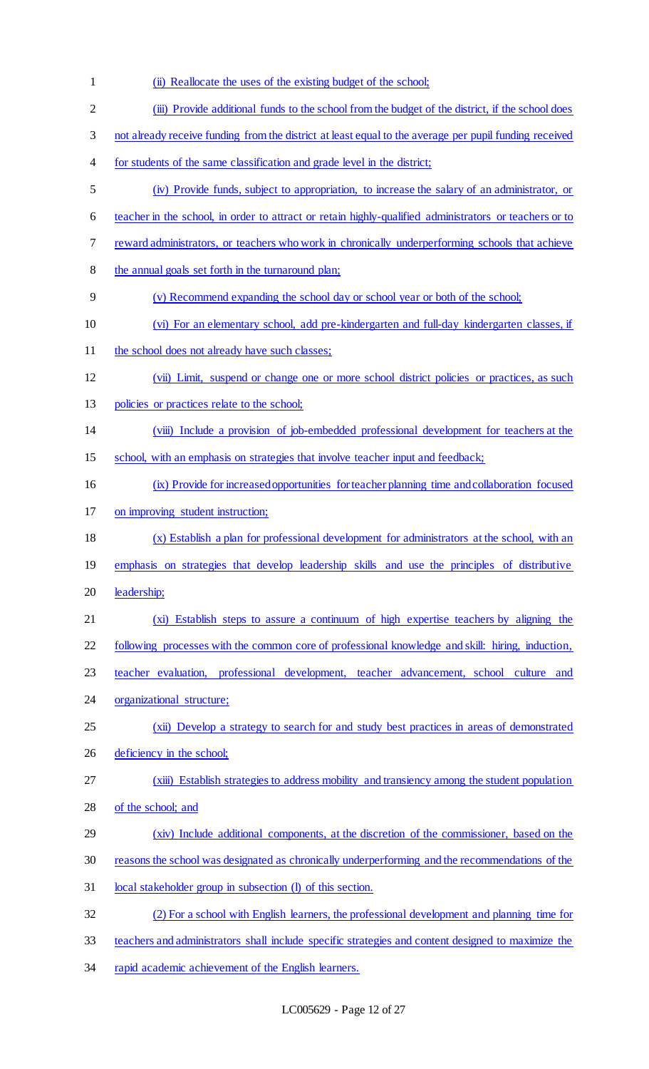(ii) Reallocate the uses of the existing budget of the school;

(iii) Provide additional funds to the school from the budget of the district, if the school does not already receive funding from the district at least equal to the average per pupil funding received for students of the same classification and grade level in the district;

(iv) Provide funds, subject to appropriation, to increase the salary of an administrator, or teacher in the school, in order to attract or retain highly-qualified administrators or teachers or to reward administrators, or teachers who work in chronically underperforming schools that achieve the annual goals set forth in the turnaround plan;

(v) Recommend expanding the school day or school year or both of the school;

(vi) For an elementary school, add pre-kindergarten and full-day kindergarten classes, if the school does not already have such classes;

(vii) Limit, suspend or change one or more school district policies or practices, as such policies or practices relate to the school;

(viii) Include a provision of job-embedded professional development for teachers at the school, with an emphasis on strategies that involve teacher input and feedback;

(ix) Provide for increased opportunities for teacher planning time and collaboration focused on improving student instruction;

(x) Establish a plan for professional development for administrators at the school, with an emphasis on strategies that develop leadership skills and use the principles of distributive leadership;

(xi) Establish steps to assure a continuum of high expertise teachers by aligning the following processes with the common core of professional knowledge and skill: hiring, induction, teacher evaluation, professional development, teacher advancement, school culture and organizational structure;

(xii) Develop a strategy to search for and study best practices in areas of demonstrated deficiency in the school;

(xiii) Establish strategies to address mobility and transiency among the student population of the school; and

(xiv) Include additional components, at the discretion of the commissioner, based on the reasons the school was designated as chronically underperforming and the recommendations of the local stakeholder group in subsection (l) of this section.

(2) For a school with English learners, the professional development and planning time for teachers and administrators shall include specific strategies and content designed to maximize the rapid academic achievement of the English learners.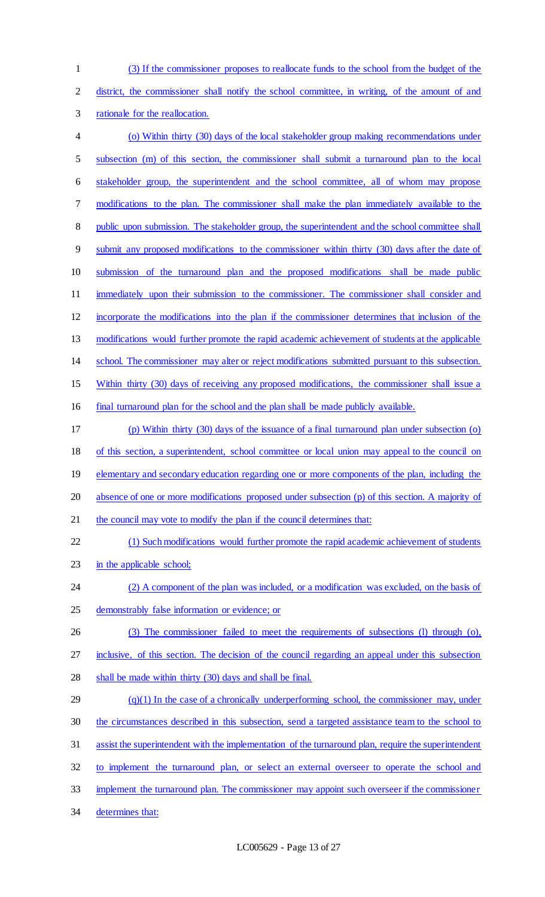(3) If the commissioner proposes to reallocate funds to the school from the budget of the district, the commissioner shall notify the school committee, in writing, of the amount of and rationale for the reallocation.

(o) Within thirty (30) days of the local stakeholder group making recommendations under subsection (m) of this section, the commissioner shall submit a turnaround plan to the local stakeholder group, the superintendent and the school committee, all of whom may propose modifications to the plan. The commissioner shall make the plan immediately available to the public upon submission. The stakeholder group, the superintendent and the school committee shall submit any proposed modifications to the commissioner within thirty (30) days after the date of submission of the turnaround plan and the proposed modifications shall be made public immediately upon their submission to the commissioner. The commissioner shall consider and incorporate the modifications into the plan if the commissioner determines that inclusion of the modifications would further promote the rapid academic achievement of students at the applicable school. The commissioner may alter or reject modifications submitted pursuant to this subsection. Within thirty (30) days of receiving any proposed modifications, the commissioner shall issue a final turnaround plan for the school and the plan shall be made publicly available.

(p) Within thirty (30) days of the issuance of a final turnaround plan under subsection (o) of this section, a superintendent, school committee or local union may appeal to the council on elementary and secondary education regarding one or more components of the plan, including the absence of one or more modifications proposed under subsection (p) of this section. A majority of the council may vote to modify the plan if the council determines that:

(1) Such modifications would further promote the rapid academic achievement of students in the applicable school;

(2) A component of the plan was included, or a modification was excluded, on the basis of demonstrably false information or evidence; or

(3) The commissioner failed to meet the requirements of subsections (l) through (o), inclusive, of this section. The decision of the council regarding an appeal under this subsection shall be made within thirty (30) days and shall be final.

(q)(1) In the case of a chronically underperforming school, the commissioner may, under the circumstances described in this subsection, send a targeted assistance team to the school to assist the superintendent with the implementation of the turnaround plan, require the superintendent to implement the turnaround plan, or select an external overseer to operate the school and implement the turnaround plan. The commissioner may appoint such overseer if the commissioner determines that: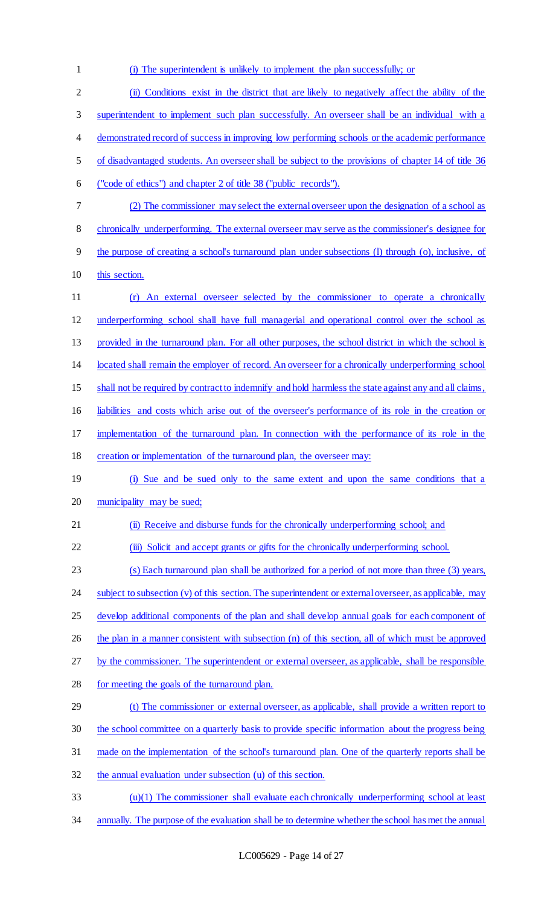(i) The superintendent is unlikely to implement the plan successfully; or

(ii) Conditions exist in the district that are likely to negatively affect the ability of the superintendent to implement such plan successfully. An overseer shall be an individual with a demonstrated record of success in improving low performing schools or the academic performance of disadvantaged students. An overseer shall be subject to the provisions of chapter 14 of title 36 ("code of ethics") and chapter 2 of title 38 ("public records").

(2) The commissioner may select the external overseer upon the designation of a school as chronically underperforming. The external overseer may serve as the commissioner's designee for the purpose of creating a school's turnaround plan under subsections (l) through (o), inclusive, of this section.

(r) An external overseer selected by the commissioner to operate a chronically underperforming school shall have full managerial and operational control over the school as provided in the turnaround plan. For all other purposes, the school district in which the school is located shall remain the employer of record. An overseer for a chronically underperforming school shall not be required by contract to indemnify and hold harmless the state against any and all claims, liabilities and costs which arise out of the overseer's performance of its role in the creation or implementation of the turnaround plan. In connection with the performance of its role in the creation or implementation of the turnaround plan, the overseer may:

(i) Sue and be sued only to the same extent and upon the same conditions that a municipality may be sued;

(ii) Receive and disburse funds for the chronically underperforming school; and

(iii) Solicit and accept grants or gifts for the chronically underperforming school.

(s) Each turnaround plan shall be authorized for a period of not more than three (3) years, subject to subsection (v) of this section. The superintendent or external overseer, as applicable, may develop additional components of the plan and shall develop annual goals for each component of the plan in a manner consistent with subsection (n) of this section, all of which must be approved by the commissioner. The superintendent or external overseer, as applicable, shall be responsible for meeting the goals of the turnaround plan.

(t) The commissioner or external overseer, as applicable, shall provide a written report to the school committee on a quarterly basis to provide specific information about the progress being made on the implementation of the school's turnaround plan. One of the quarterly reports shall be the annual evaluation under subsection (u) of this section.

(u)(1) The commissioner shall evaluate each chronically underperforming school at least annually. The purpose of the evaluation shall be to determine whether the school has met the annual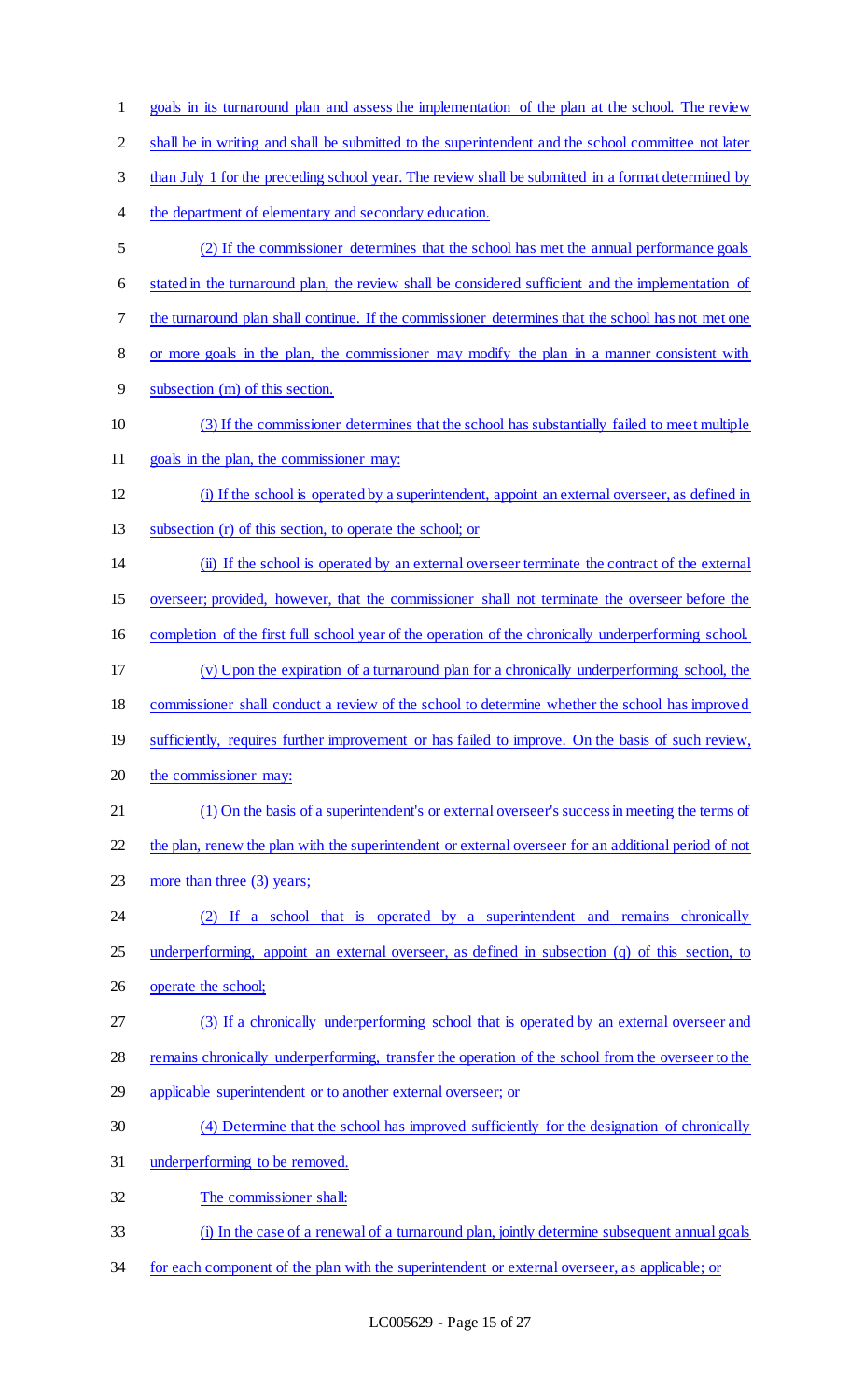goals in its turnaround plan and assess the implementation of the plan at the school. The review shall be in writing and shall be submitted to the superintendent and the school committee not later than July 1 for the preceding school year. The review shall be submitted in a format determined by the department of elementary and secondary education.

(2) If the commissioner determines that the school has met the annual performance goals stated in the turnaround plan, the review shall be considered sufficient and the implementation of the turnaround plan shall continue. If the commissioner determines that the school has not met one or more goals in the plan, the commissioner may modify the plan in a manner consistent with subsection (m) of this section.

(3) If the commissioner determines that the school has substantially failed to meet multiple goals in the plan, the commissioner may:

(i) If the school is operated by a superintendent, appoint an external overseer, as defined in subsection (r) of this section, to operate the school; or

(ii) If the school is operated by an external overseer terminate the contract of the external overseer; provided, however, that the commissioner shall not terminate the overseer before the completion of the first full school year of the operation of the chronically underperforming school.

(v) Upon the expiration of a turnaround plan for a chronically underperforming school, the commissioner shall conduct a review of the school to determine whether the school has improved sufficiently, requires further improvement or has failed to improve. On the basis of such review, the commissioner may:

(1) On the basis of a superintendent's or external overseer's success in meeting the terms of the plan, renew the plan with the superintendent or external overseer for an additional period of not more than three (3) years;

(2) If a school that is operated by a superintendent and remains chronically underperforming, appoint an external overseer, as defined in subsection (q) of this section, to operate the school;

(3) If a chronically underperforming school that is operated by an external overseer and remains chronically underperforming, transfer the operation of the school from the overseer to the applicable superintendent or to another external overseer; or

(4) Determine that the school has improved sufficiently for the designation of chronically underperforming to be removed.

The commissioner shall:

(i) In the case of a renewal of a turnaround plan, jointly determine subsequent annual goals for each component of the plan with the superintendent or external overseer, as applicable; or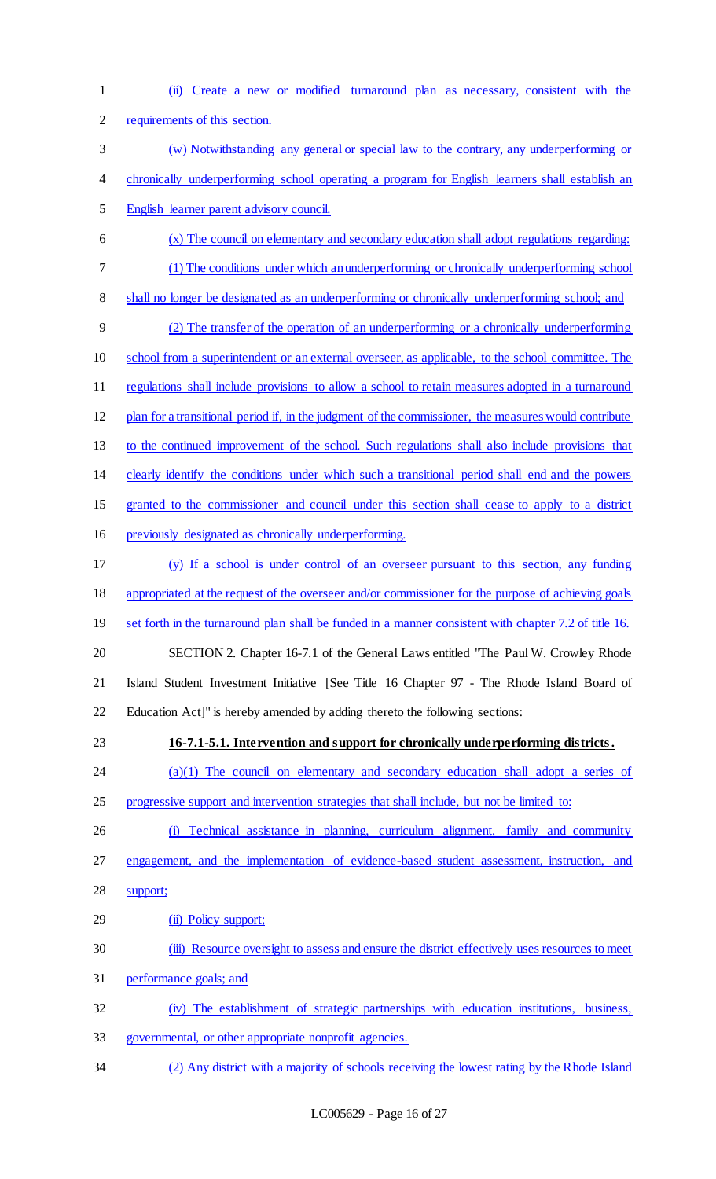(ii) Create a new or modified turnaround plan as necessary, consistent with the requirements of this section.

(w) Notwithstanding any general or special law to the contrary, any underperforming or chronically underperforming school operating a program for English learners shall establish an English learner parent advisory council.

(x) The council on elementary and secondary education shall adopt regulations regarding:

(1) The conditions under which an underperforming or chronically underperforming school shall no longer be designated as an underperforming or chronically underperforming school; and

(2) The transfer of the operation of an underperforming or a chronically underperforming school from a superintendent or an external overseer, as applicable, to the school committee. The regulations shall include provisions to allow a school to retain measures adopted in a turnaround plan for a transitional period if, in the judgment of the commissioner, the measures would contribute to the continued improvement of the school. Such regulations shall also include provisions that clearly identify the conditions under which such a transitional period shall end and the powers granted to the commissioner and council under this section shall cease to apply to a district previously designated as chronically underperforming.

(y) If a school is under control of an overseer pursuant to this section, any funding appropriated at the request of the overseer and/or commissioner for the purpose of achieving goals set forth in the turnaround plan shall be funded in a manner consistent with chapter 7.2 of title 16.

SECTION 2. Chapter 16-7.1 of the General Laws entitled "The Paul W. Crowley Rhode Island Student Investment Initiative [See Title 16 Chapter 97 - The Rhode Island Board of Education Act]" is hereby amended by adding thereto the following sections:

**16-7.1-5.1. Intervention and support for chronically underperforming districts.**

(a)(1) The council on elementary and secondary education shall adopt a series of progressive support and intervention strategies that shall include, but not be limited to:

(i) Technical assistance in planning, curriculum alignment, family and community engagement, and the implementation of evidence-based student assessment, instruction, and support;

(ii) Policy support;

(iii) Resource oversight to assess and ensure the district effectively uses resources to meet performance goals; and

(iv) The establishment of strategic partnerships with education institutions, business, governmental, or other appropriate nonprofit agencies.

(2) Any district with a majority of schools receiving the lowest rating by the Rhode Island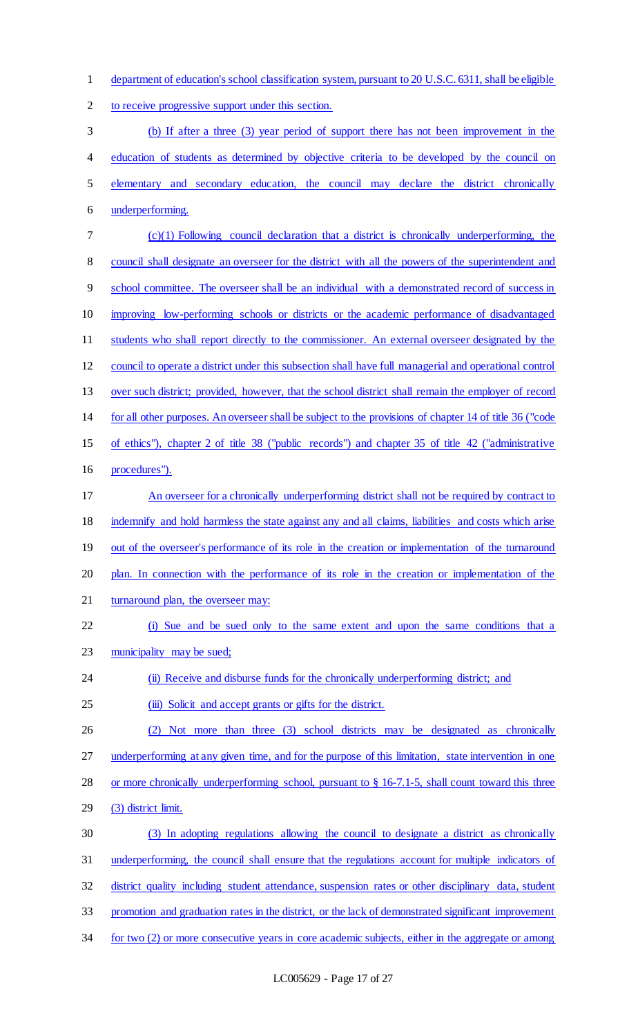department of education's school classification system, pursuant to 20 U.S.C. 6311, shall be eligible to receive progressive support under this section.

(b) If after a three (3) year period of support there has not been improvement in the education of students as determined by objective criteria to be developed by the council on elementary and secondary education, the council may declare the district chronically underperforming.

(c)(1) Following council declaration that a district is chronically underperforming, the council shall designate an overseer for the district with all the powers of the superintendent and school committee. The overseer shall be an individual with a demonstrated record of success in improving low-performing schools or districts or the academic performance of disadvantaged students who shall report directly to the commissioner. An external overseer designated by the council to operate a district under this subsection shall have full managerial and operational control over such district; provided, however, that the school district shall remain the employer of record for all other purposes. An overseer shall be subject to the provisions of chapter 14 of title 36 ("code of ethics"), chapter 2 of title 38 ("public records") and chapter 35 of title 42 ("administrative procedures").

An overseer for a chronically underperforming district shall not be required by contract to indemnify and hold harmless the state against any and all claims, liabilities and costs which arise out of the overseer's performance of its role in the creation or implementation of the turnaround plan. In connection with the performance of its role in the creation or implementation of the turnaround plan, the overseer may:

(i) Sue and be sued only to the same extent and upon the same conditions that a municipality may be sued;

(ii) Receive and disburse funds for the chronically underperforming district; and

(iii) Solicit and accept grants or gifts for the district.

(2) Not more than three (3) school districts may be designated as chronically underperforming at any given time, and for the purpose of this limitation, state intervention in one or more chronically underperforming school, pursuant to § 16-7.1-5, shall count toward this three (3) district limit.

(3) In adopting regulations allowing the council to designate a district as chronically underperforming, the council shall ensure that the regulations account for multiple indicators of district quality including student attendance, suspension rates or other disciplinary data, student promotion and graduation rates in the district, or the lack of demonstrated significant improvement for two (2) or more consecutive years in core academic subjects, either in the aggregate or among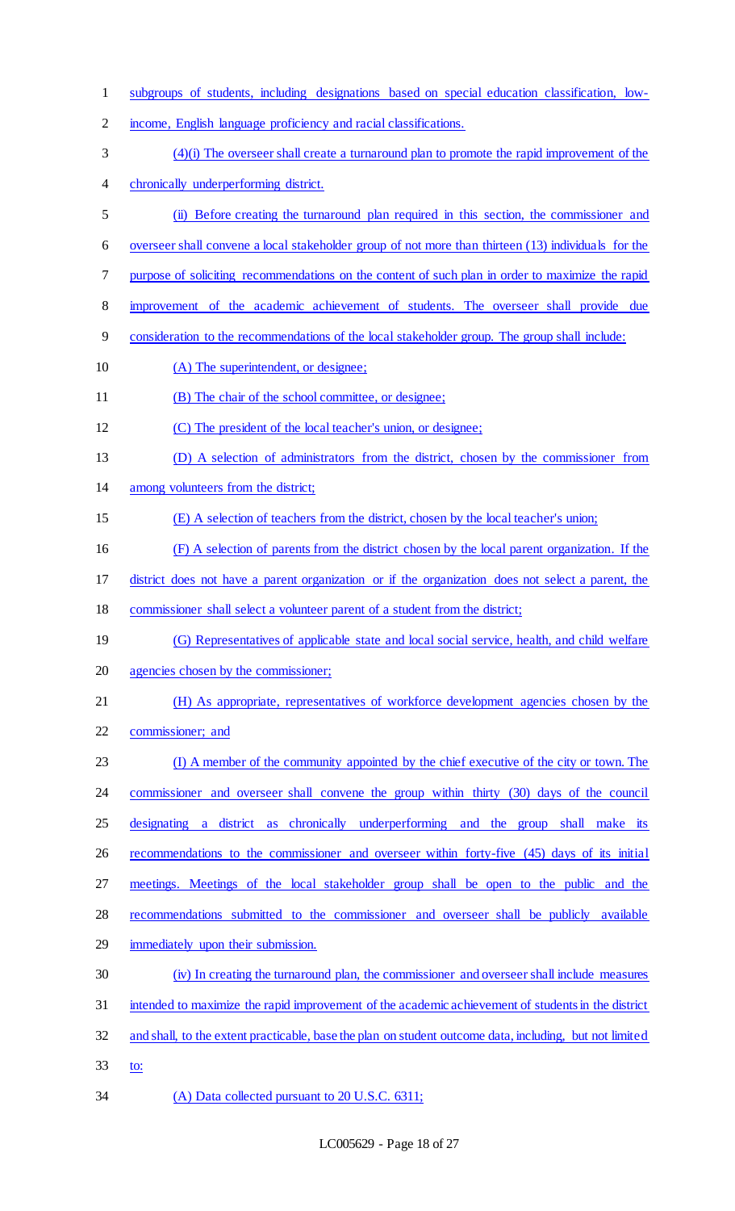subgroups of students, including designations based on special education classification, low-income, English language proficiency and racial classifications.

(4)(i) The overseer shall create a turnaround plan to promote the rapid improvement of the chronically underperforming district.

(ii) Before creating the turnaround plan required in this section, the commissioner and overseer shall convene a local stakeholder group of not more than thirteen (13) individuals for the purpose of soliciting recommendations on the content of such plan in order to maximize the rapid improvement of the academic achievement of students. The overseer shall provide due consideration to the recommendations of the local stakeholder group. The group shall include:

(A) The superintendent, or designee;

(B) The chair of the school committee, or designee;

(C) The president of the local teacher's union, or designee;

(D) A selection of administrators from the district, chosen by the commissioner from among volunteers from the district;

(E) A selection of teachers from the district, chosen by the local teacher's union;

(F) A selection of parents from the district chosen by the local parent organization. If the district does not have a parent organization or if the organization does not select a parent, the commissioner shall select a volunteer parent of a student from the district;

(G) Representatives of applicable state and local social service, health, and child welfare agencies chosen by the commissioner;

(H) As appropriate, representatives of workforce development agencies chosen by the commissioner; and

(I) A member of the community appointed by the chief executive of the city or town. The commissioner and overseer shall convene the group within thirty (30) days of the council designating a district as chronically underperforming and the group shall make its recommendations to the commissioner and overseer within forty-five (45) days of its initial meetings. Meetings of the local stakeholder group shall be open to the public and the recommendations submitted to the commissioner and overseer shall be publicly available immediately upon their submission.

(iv) In creating the turnaround plan, the commissioner and overseer shall include measures intended to maximize the rapid improvement of the academic achievement of students in the district and shall, to the extent practicable, base the plan on student outcome data, including, but not limited to:

(A) Data collected pursuant to 20 U.S.C. 6311;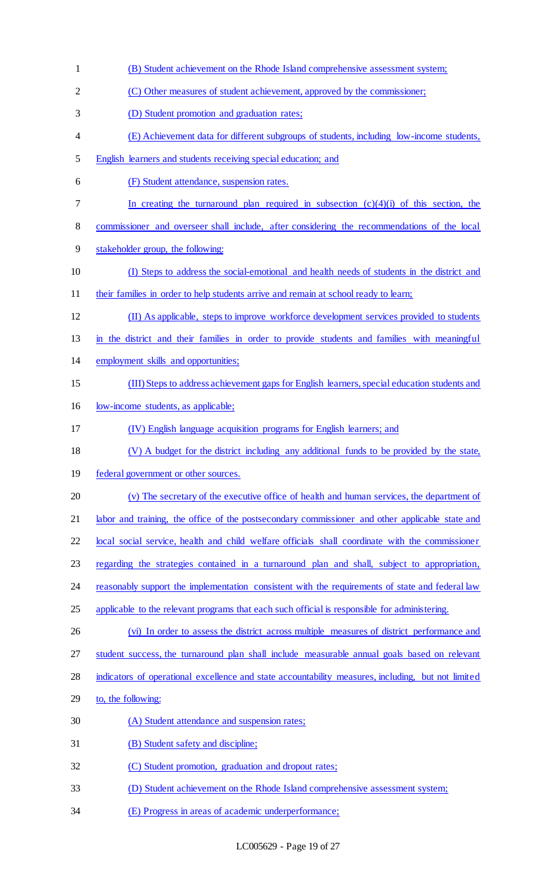(B) Student achievement on the Rhode Island comprehensive assessment system;

(C) Other measures of student achievement, approved by the commissioner;

(D) Student promotion and graduation rates;

(E) Achievement data for different subgroups of students, including low-income students, English learners and students receiving special education; and

(F) Student attendance, suspension rates.

In creating the turnaround plan required in subsection (c)(4)(i) of this section, the commissioner and overseer shall include, after considering the recommendations of the local stakeholder group, the following:

(I) Steps to address the social-emotional and health needs of students in the district and their families in order to help students arrive and remain at school ready to learn;

(II) As applicable, steps to improve workforce development services provided to students in the district and their families in order to provide students and families with meaningful employment skills and opportunities;

(III) Steps to address achievement gaps for English learners, special education students and low-income students, as applicable;

(IV) English language acquisition programs for English learners; and

(V) A budget for the district including any additional funds to be provided by the state, federal government or other sources.

(v) The secretary of the executive office of health and human services, the department of labor and training, the office of the postsecondary commissioner and other applicable state and local social service, health and child welfare officials shall coordinate with the commissioner regarding the strategies contained in a turnaround plan and shall, subject to appropriation, reasonably support the implementation consistent with the requirements of state and federal law applicable to the relevant programs that each such official is responsible for administering.

(vi) In order to assess the district across multiple measures of district performance and student success, the turnaround plan shall include measurable annual goals based on relevant indicators of operational excellence and state accountability measures, including, but not limited to, the following:

(A) Student attendance and suspension rates;

(B) Student safety and discipline;

(C) Student promotion, graduation and dropout rates;

(D) Student achievement on the Rhode Island comprehensive assessment system;

(E) Progress in areas of academic underperformance;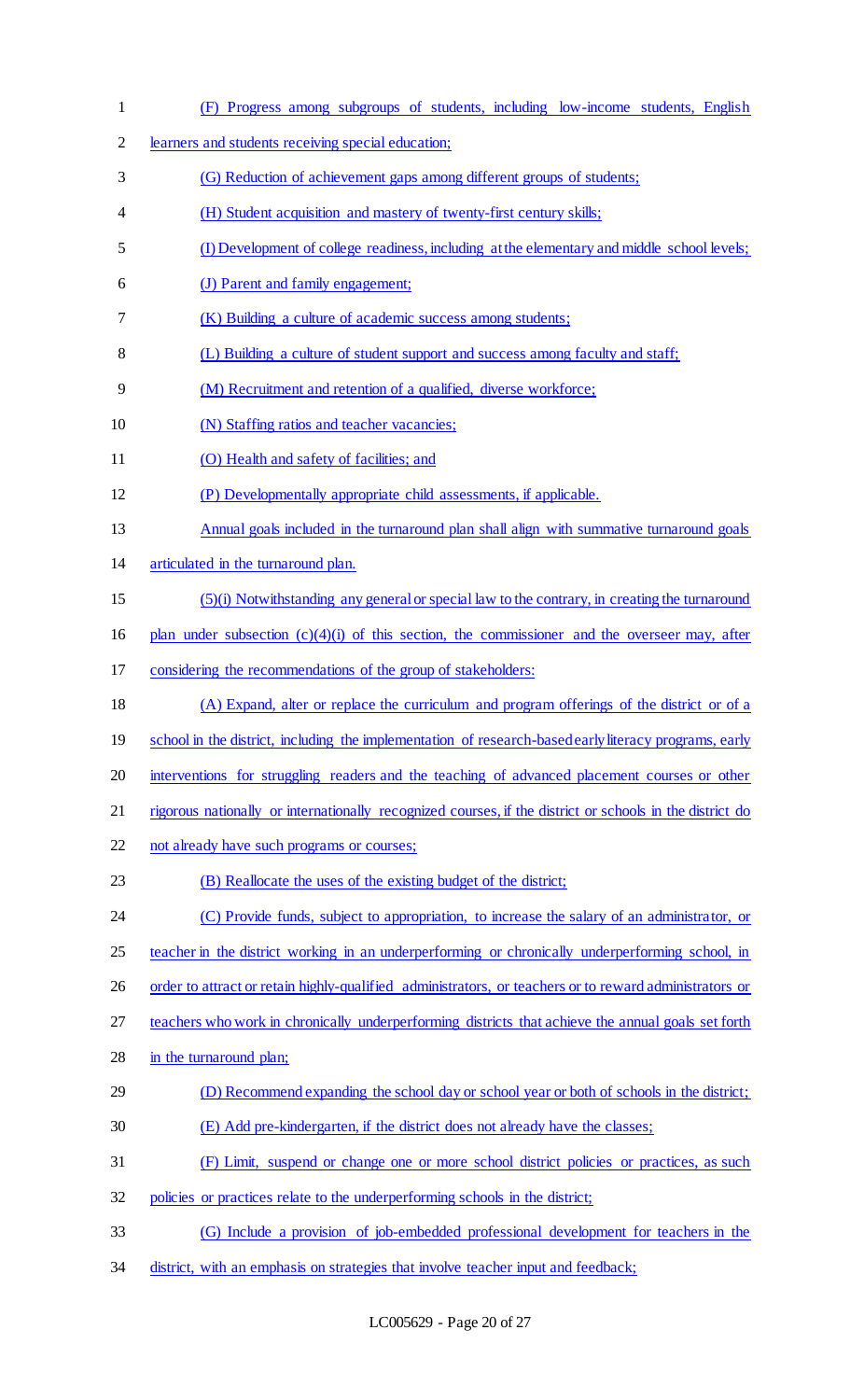(F) Progress among subgroups of students, including low-income students, English learners and students receiving special education;

(G) Reduction of achievement gaps among different groups of students;

(H) Student acquisition and mastery of twenty-first century skills;

(I) Development of college readiness, including at the elementary and middle school levels;

(J) Parent and family engagement;

(K) Building a culture of academic success among students;

(L) Building a culture of student support and success among faculty and staff;

(M) Recruitment and retention of a qualified, diverse workforce;

(N) Staffing ratios and teacher vacancies;

(O) Health and safety of facilities; and

(P) Developmentally appropriate child assessments, if applicable.

Annual goals included in the turnaround plan shall align with summative turnaround goals articulated in the turnaround plan.

(5)(i) Notwithstanding any general or special law to the contrary, in creating the turnaround plan under subsection (c)(4)(i) of this section, the commissioner and the overseer may, after considering the recommendations of the group of stakeholders:

(A) Expand, alter or replace the curriculum and program offerings of the district or of a school in the district, including the implementation of research-based early literacy programs, early interventions for struggling readers and the teaching of advanced placement courses or other rigorous nationally or internationally recognized courses, if the district or schools in the district do not already have such programs or courses;

(B) Reallocate the uses of the existing budget of the district;

(C) Provide funds, subject to appropriation, to increase the salary of an administrator, or teacher in the district working in an underperforming or chronically underperforming school, in order to attract or retain highly-qualified administrators, or teachers or to reward administrators or teachers who work in chronically underperforming districts that achieve the annual goals set forth in the turnaround plan;

(D) Recommend expanding the school day or school year or both of schools in the district;

(E) Add pre-kindergarten, if the district does not already have the classes;

(F) Limit, suspend or change one or more school district policies or practices, as such policies or practices relate to the underperforming schools in the district;

(G) Include a provision of job-embedded professional development for teachers in the district, with an emphasis on strategies that involve teacher input and feedback;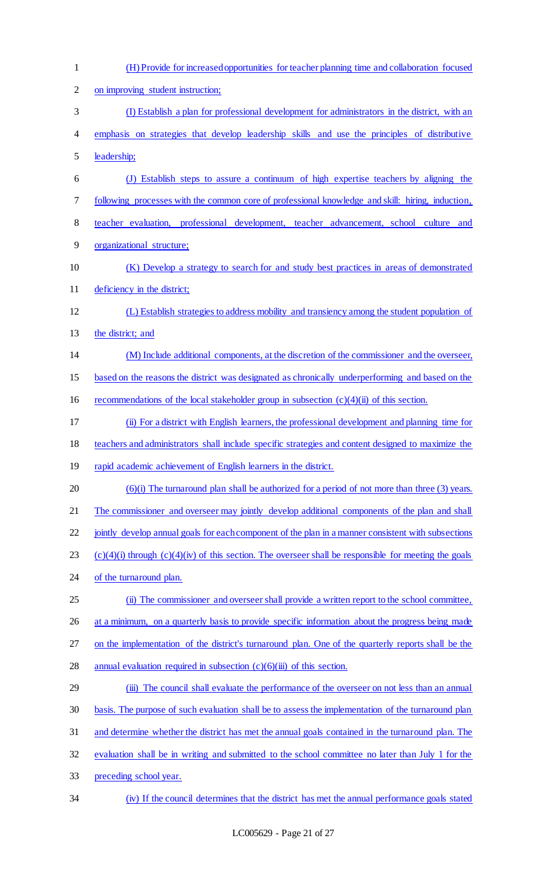(H) Provide for increased opportunities for teacher planning time and collaboration focused on improving student instruction;

(I) Establish a plan for professional development for administrators in the district, with an emphasis on strategies that develop leadership skills and use the principles of distributive leadership;

(J) Establish steps to assure a continuum of high expertise teachers by aligning the following processes with the common core of professional knowledge and skill: hiring, induction, teacher evaluation, professional development, teacher advancement, school culture and organizational structure;

(K) Develop a strategy to search for and study best practices in areas of demonstrated deficiency in the district;

(L) Establish strategies to address mobility and transiency among the student population of the district; and

(M) Include additional components, at the discretion of the commissioner and the overseer, based on the reasons the district was designated as chronically underperforming and based on the recommendations of the local stakeholder group in subsection (c)(4)(ii) of this section.

(ii) For a district with English learners, the professional development and planning time for teachers and administrators shall include specific strategies and content designed to maximize the rapid academic achievement of English learners in the district.

(6)(i) The turnaround plan shall be authorized for a period of not more than three (3) years. The commissioner and overseer may jointly develop additional components of the plan and shall jointly develop annual goals for each component of the plan in a manner consistent with subsections (c)(4)(i) through (c)(4)(iv) of this section. The overseer shall be responsible for meeting the goals of the turnaround plan.

(ii) The commissioner and overseer shall provide a written report to the school committee, at a minimum, on a quarterly basis to provide specific information about the progress being made on the implementation of the district's turnaround plan. One of the quarterly reports shall be the annual evaluation required in subsection (c)(6)(iii) of this section.

(iii) The council shall evaluate the performance of the overseer on not less than an annual basis. The purpose of such evaluation shall be to assess the implementation of the turnaround plan and determine whether the district has met the annual goals contained in the turnaround plan. The evaluation shall be in writing and submitted to the school committee no later than July 1 for the preceding school year.

(iv) If the council determines that the district has met the annual performance goals stated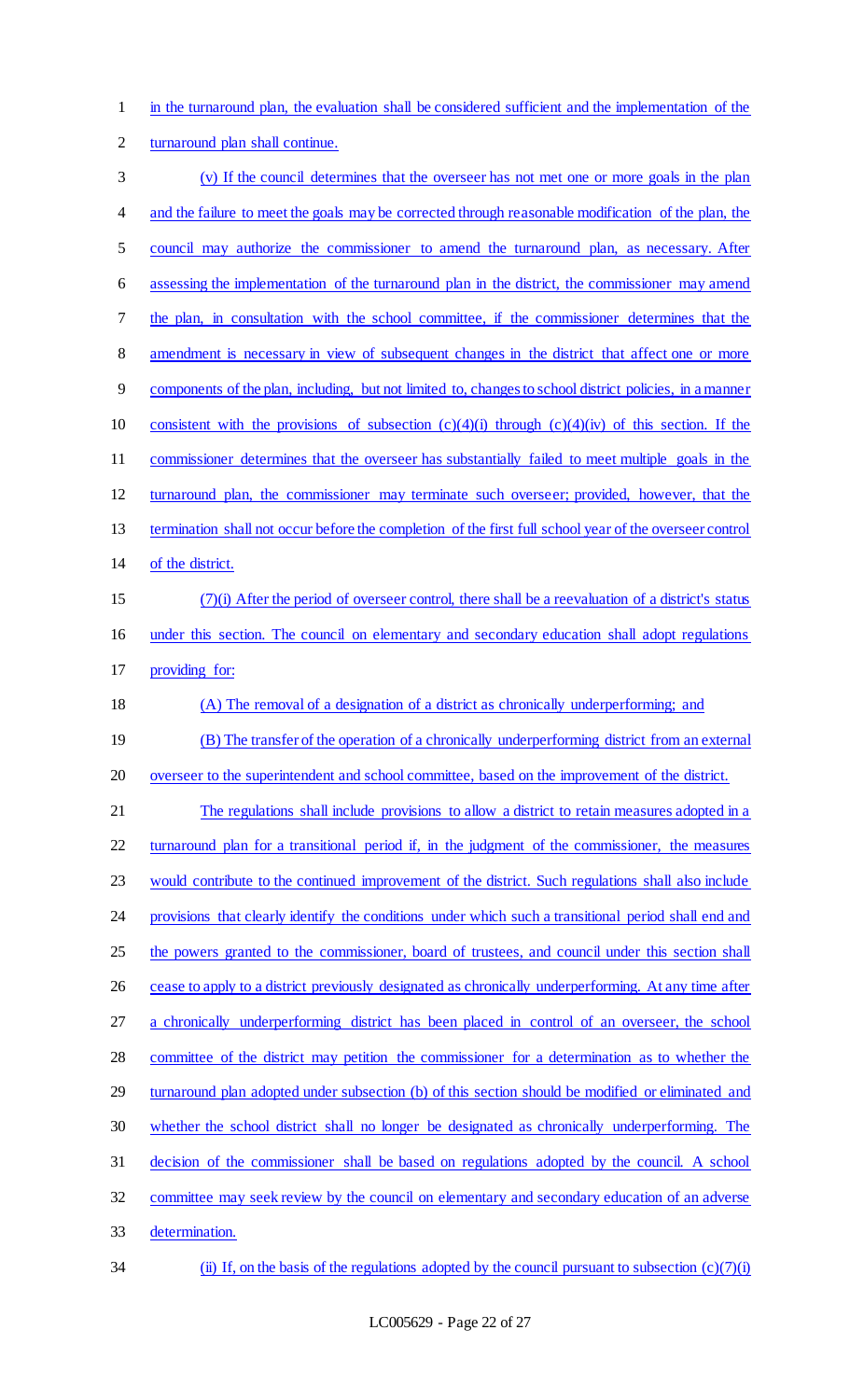in the turnaround plan, the evaluation shall be considered sufficient and the implementation of the turnaround plan shall continue.

(v) If the council determines that the overseer has not met one or more goals in the plan and the failure to meet the goals may be corrected through reasonable modification of the plan, the council may authorize the commissioner to amend the turnaround plan, as necessary. After assessing the implementation of the turnaround plan in the district, the commissioner may amend the plan, in consultation with the school committee, if the commissioner determines that the amendment is necessary in view of subsequent changes in the district that affect one or more components of the plan, including, but not limited to, changes to school district policies, in a manner consistent with the provisions of subsection (c)(4)(i) through (c)(4)(iv) of this section. If the commissioner determines that the overseer has substantially failed to meet multiple goals in the turnaround plan, the commissioner may terminate such overseer; provided, however, that the termination shall not occur before the completion of the first full school year of the overseer control of the district.

(7)(i) After the period of overseer control, there shall be a reevaluation of a district's status under this section. The council on elementary and secondary education shall adopt regulations providing for:

(A) The removal of a designation of a district as chronically underperforming; and

(B) The transfer of the operation of a chronically underperforming district from an external overseer to the superintendent and school committee, based on the improvement of the district.

The regulations shall include provisions to allow a district to retain measures adopted in a turnaround plan for a transitional period if, in the judgment of the commissioner, the measures would contribute to the continued improvement of the district. Such regulations shall also include provisions that clearly identify the conditions under which such a transitional period shall end and the powers granted to the commissioner, board of trustees, and council under this section shall cease to apply to a district previously designated as chronically underperforming. At any time after a chronically underperforming district has been placed in control of an overseer, the school committee of the district may petition the commissioner for a determination as to whether the turnaround plan adopted under subsection (b) of this section should be modified or eliminated and whether the school district shall no longer be designated as chronically underperforming. The decision of the commissioner shall be based on regulations adopted by the council. A school committee may seek review by the council on elementary and secondary education of an adverse determination.

(ii) If, on the basis of the regulations adopted by the council pursuant to subsection (c)(7)(i)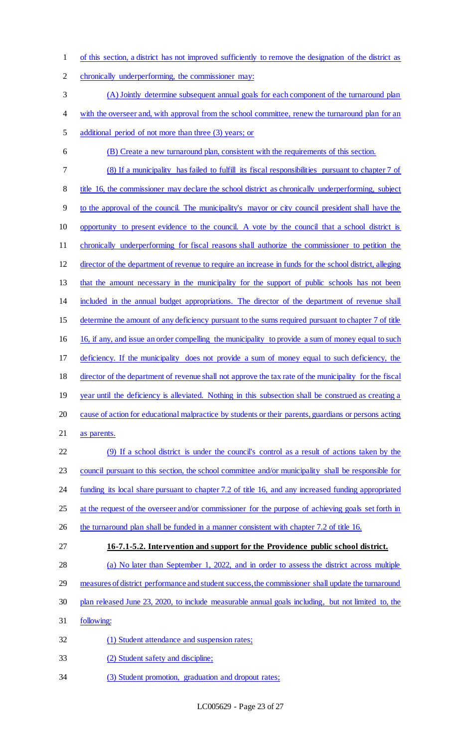of this section, a district has not improved sufficiently to remove the designation of the district as chronically underperforming, the commissioner may:

(A) Jointly determine subsequent annual goals for each component of the turnaround plan with the overseer and, with approval from the school committee, renew the turnaround plan for an additional period of not more than three (3) years; or

(B) Create a new turnaround plan, consistent with the requirements of this section.

(8) If a municipality has failed to fulfill its fiscal responsibilities pursuant to chapter 7 of title 16, the commissioner may declare the school district as chronically underperforming, subject to the approval of the council. The municipality's mayor or city council president shall have the opportunity to present evidence to the council. A vote by the council that a school district is chronically underperforming for fiscal reasons shall authorize the commissioner to petition the director of the department of revenue to require an increase in funds for the school district, alleging that the amount necessary in the municipality for the support of public schools has not been included in the annual budget appropriations. The director of the department of revenue shall determine the amount of any deficiency pursuant to the sums required pursuant to chapter 7 of title 16, if any, and issue an order compelling the municipality to provide a sum of money equal to such deficiency. If the municipality does not provide a sum of money equal to such deficiency, the director of the department of revenue shall not approve the tax rate of the municipality for the fiscal year until the deficiency is alleviated. Nothing in this subsection shall be construed as creating a cause of action for educational malpractice by students or their parents, guardians or persons acting as parents.

(9) If a school district is under the council's control as a result of actions taken by the council pursuant to this section, the school committee and/or municipality shall be responsible for funding its local share pursuant to chapter 7.2 of title 16, and any increased funding appropriated at the request of the overseer and/or commissioner for the purpose of achieving goals set forth in the turnaround plan shall be funded in a manner consistent with chapter 7.2 of title 16.

**16-7.1-5.2. Intervention and support for the Providence public school district.**

(a) No later than September 1, 2022, and in order to assess the district across multiple measures of district performance and student success, the commissioner shall update the turnaround plan released June 23, 2020, to include measurable annual goals including, but not limited to, the following:

(1) Student attendance and suspension rates;

(2) Student safety and discipline;

(3) Student promotion, graduation and dropout rates;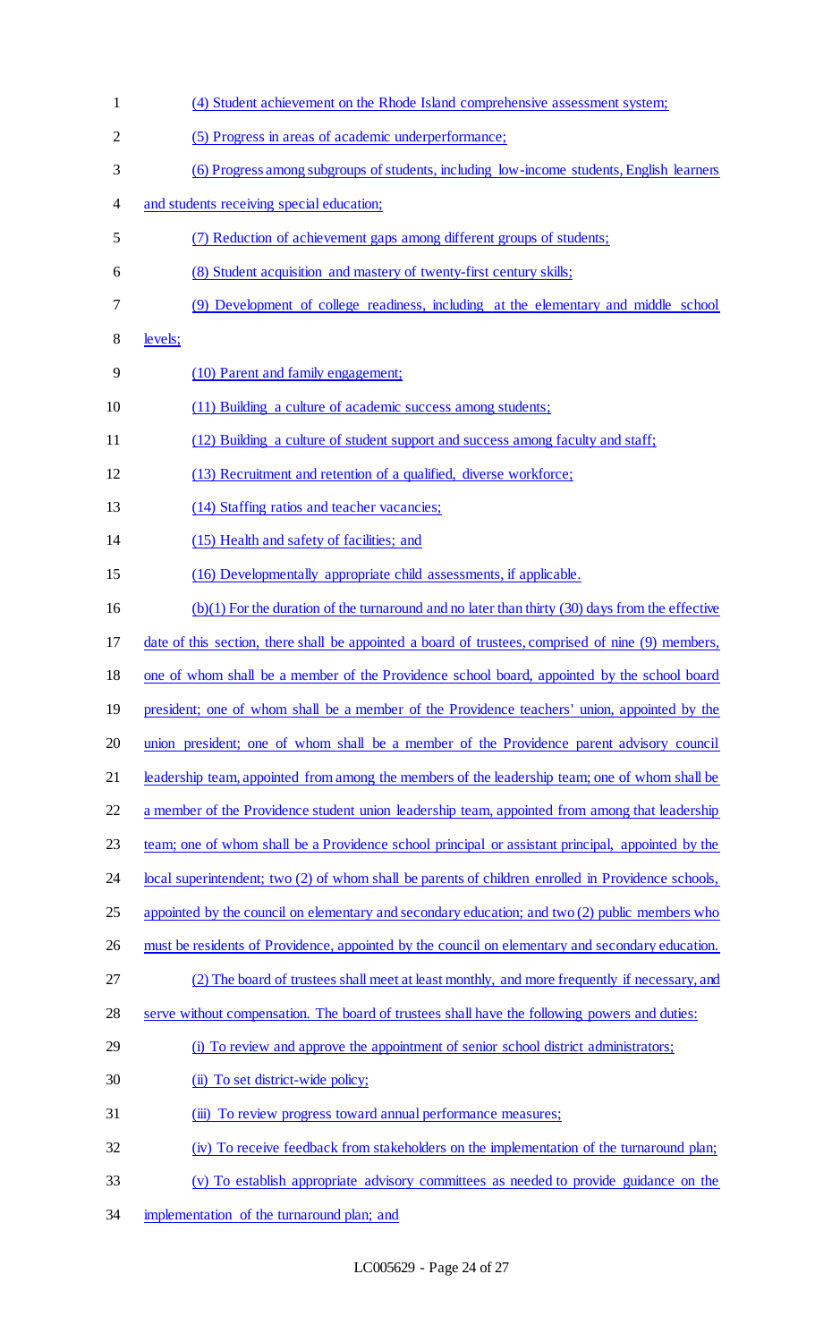(4) Student achievement on the Rhode Island comprehensive assessment system;

(5) Progress in areas of academic underperformance;

(6) Progress among subgroups of students, including low-income students, English learners and students receiving special education;

(7) Reduction of achievement gaps among different groups of students;

(8) Student acquisition and mastery of twenty-first century skills;

(9) Development of college readiness, including at the elementary and middle school levels;

(10) Parent and family engagement;

(11) Building a culture of academic success among students;

(12) Building a culture of student support and success among faculty and staff;

(13) Recruitment and retention of a qualified, diverse workforce;

(14) Staffing ratios and teacher vacancies;

(15) Health and safety of facilities; and

(16) Developmentally appropriate child assessments, if applicable.

(b)(1) For the duration of the turnaround and no later than thirty (30) days from the effective date of this section, there shall be appointed a board of trustees, comprised of nine (9) members, one of whom shall be a member of the Providence school board, appointed by the school board president; one of whom shall be a member of the Providence teachers' union, appointed by the union president; one of whom shall be a member of the Providence parent advisory council leadership team, appointed from among the members of the leadership team; one of whom shall be a member of the Providence student union leadership team, appointed from among that leadership team; one of whom shall be a Providence school principal or assistant principal, appointed by the local superintendent; two (2) of whom shall be parents of children enrolled in Providence schools, appointed by the council on elementary and secondary education; and two (2) public members who must be residents of Providence, appointed by the council on elementary and secondary education.

(2) The board of trustees shall meet at least monthly, and more frequently if necessary, and serve without compensation. The board of trustees shall have the following powers and duties:

(i) To review and approve the appointment of senior school district administrators;

(ii) To set district-wide policy;

(iii) To review progress toward annual performance measures;

(iv) To receive feedback from stakeholders on the implementation of the turnaround plan;

(v) To establish appropriate advisory committees as needed to provide guidance on the implementation of the turnaround plan; and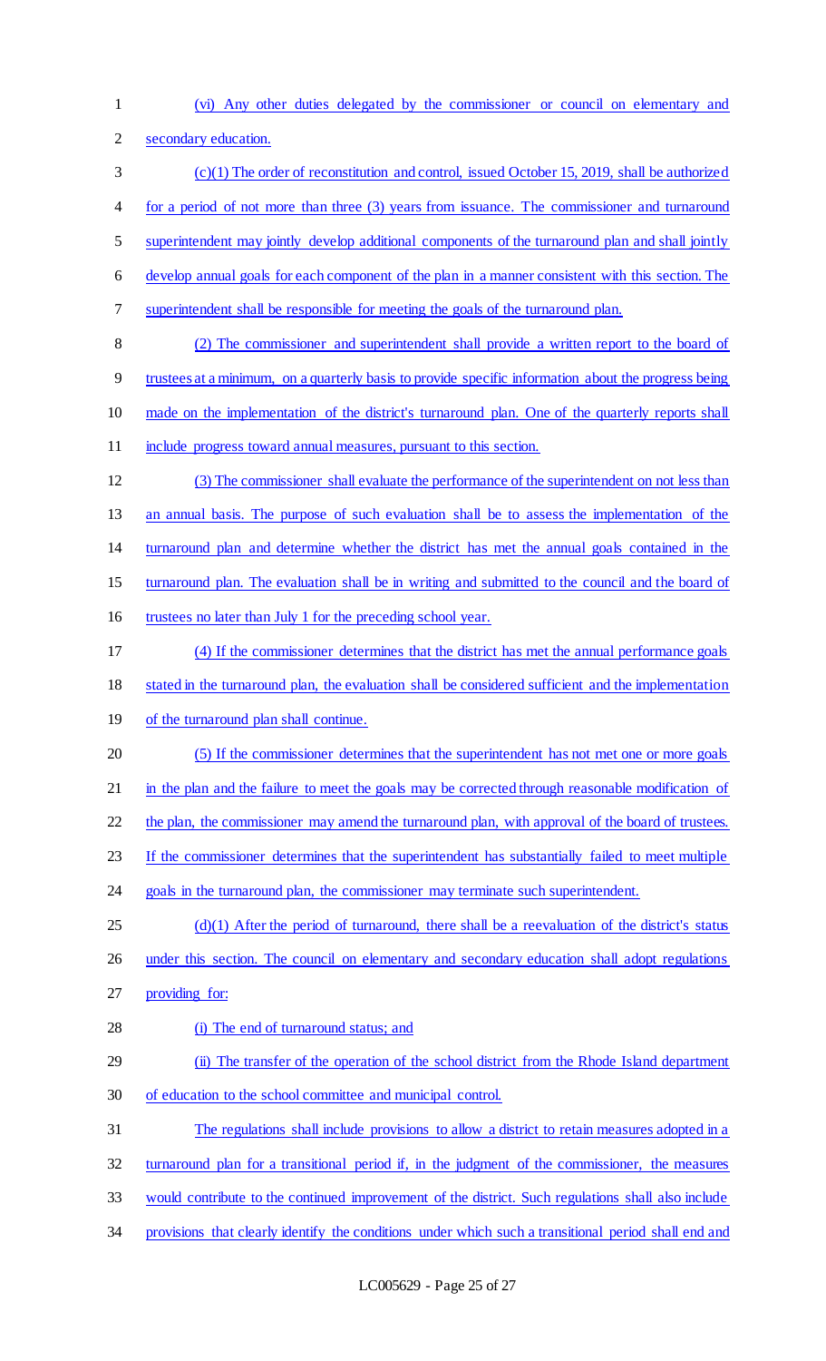(vi) Any other duties delegated by the commissioner or council on elementary and secondary education.

(c)(1) The order of reconstitution and control, issued October 15, 2019, shall be authorized for a period of not more than three (3) years from issuance. The commissioner and turnaround superintendent may jointly develop additional components of the turnaround plan and shall jointly develop annual goals for each component of the plan in a manner consistent with this section. The superintendent shall be responsible for meeting the goals of the turnaround plan.

(2) The commissioner and superintendent shall provide a written report to the board of trustees at a minimum, on a quarterly basis to provide specific information about the progress being made on the implementation of the district's turnaround plan. One of the quarterly reports shall include progress toward annual measures, pursuant to this section.

(3) The commissioner shall evaluate the performance of the superintendent on not less than an annual basis. The purpose of such evaluation shall be to assess the implementation of the turnaround plan and determine whether the district has met the annual goals contained in the turnaround plan. The evaluation shall be in writing and submitted to the council and the board of trustees no later than July 1 for the preceding school year.

(4) If the commissioner determines that the district has met the annual performance goals stated in the turnaround plan, the evaluation shall be considered sufficient and the implementation of the turnaround plan shall continue.

(5) If the commissioner determines that the superintendent has not met one or more goals in the plan and the failure to meet the goals may be corrected through reasonable modification of the plan, the commissioner may amend the turnaround plan, with approval of the board of trustees. If the commissioner determines that the superintendent has substantially failed to meet multiple goals in the turnaround plan, the commissioner may terminate such superintendent.

(d)(1) After the period of turnaround, there shall be a reevaluation of the district's status under this section. The council on elementary and secondary education shall adopt regulations providing for:

(i) The end of turnaround status; and

(ii) The transfer of the operation of the school district from the Rhode Island department of education to the school committee and municipal control.

The regulations shall include provisions to allow a district to retain measures adopted in a turnaround plan for a transitional period if, in the judgment of the commissioner, the measures would contribute to the continued improvement of the district. Such regulations shall also include provisions that clearly identify the conditions under which such a transitional period shall end and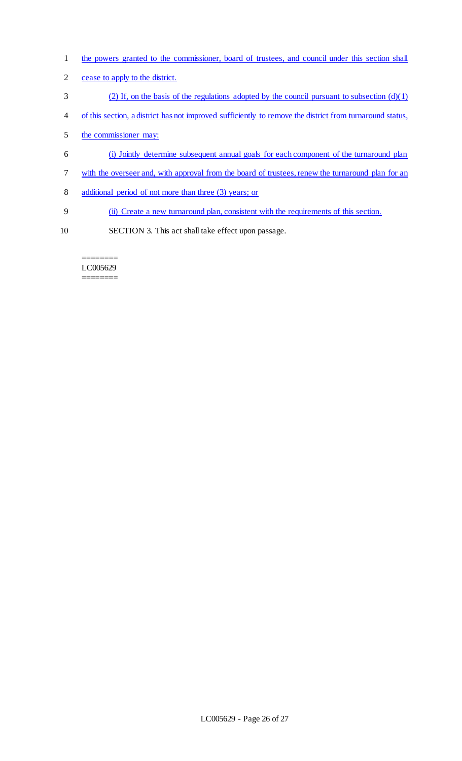the powers granted to the commissioner, board of trustees, and council under this section shall cease to apply to the district.

(2) If, on the basis of the regulations adopted by the council pursuant to subsection (d)(1) of this section, a district has not improved sufficiently to remove the district from turnaround status, the commissioner may:

(i) Jointly determine subsequent annual goals for each component of the turnaround plan with the overseer and, with approval from the board of trustees, renew the turnaround plan for an additional period of not more than three (3) years; or

(ii) Create a new turnaround plan, consistent with the requirements of this section.

SECTION 3. This act shall take effect upon passage.

========
LC005629
========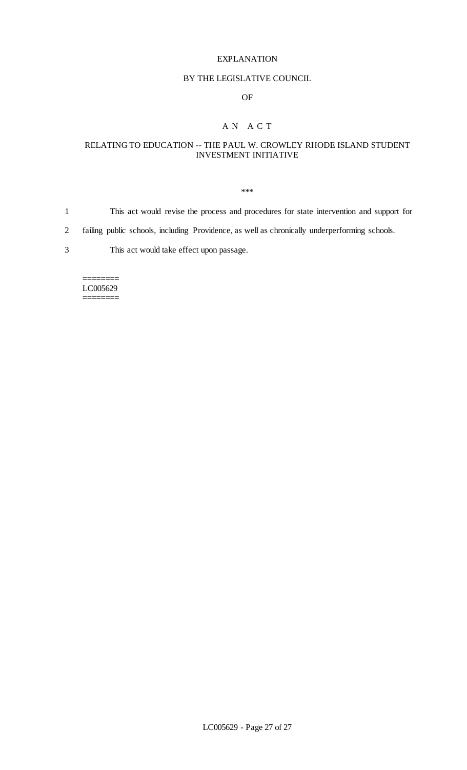EXPLANATION

BY THE LEGISLATIVE COUNCIL

OF

A N A C T

RELATING TO EDUCATION -- THE PAUL W. CROWLEY RHODE ISLAND STUDENT INVESTMENT INITIATIVE

\*\*\*

1 This act would revise the process and procedures for state intervention and support for

2 failing public schools, including Providence, as well as chronically underperforming schools.

3 This act would take effect upon passage.

========
LC005629
========